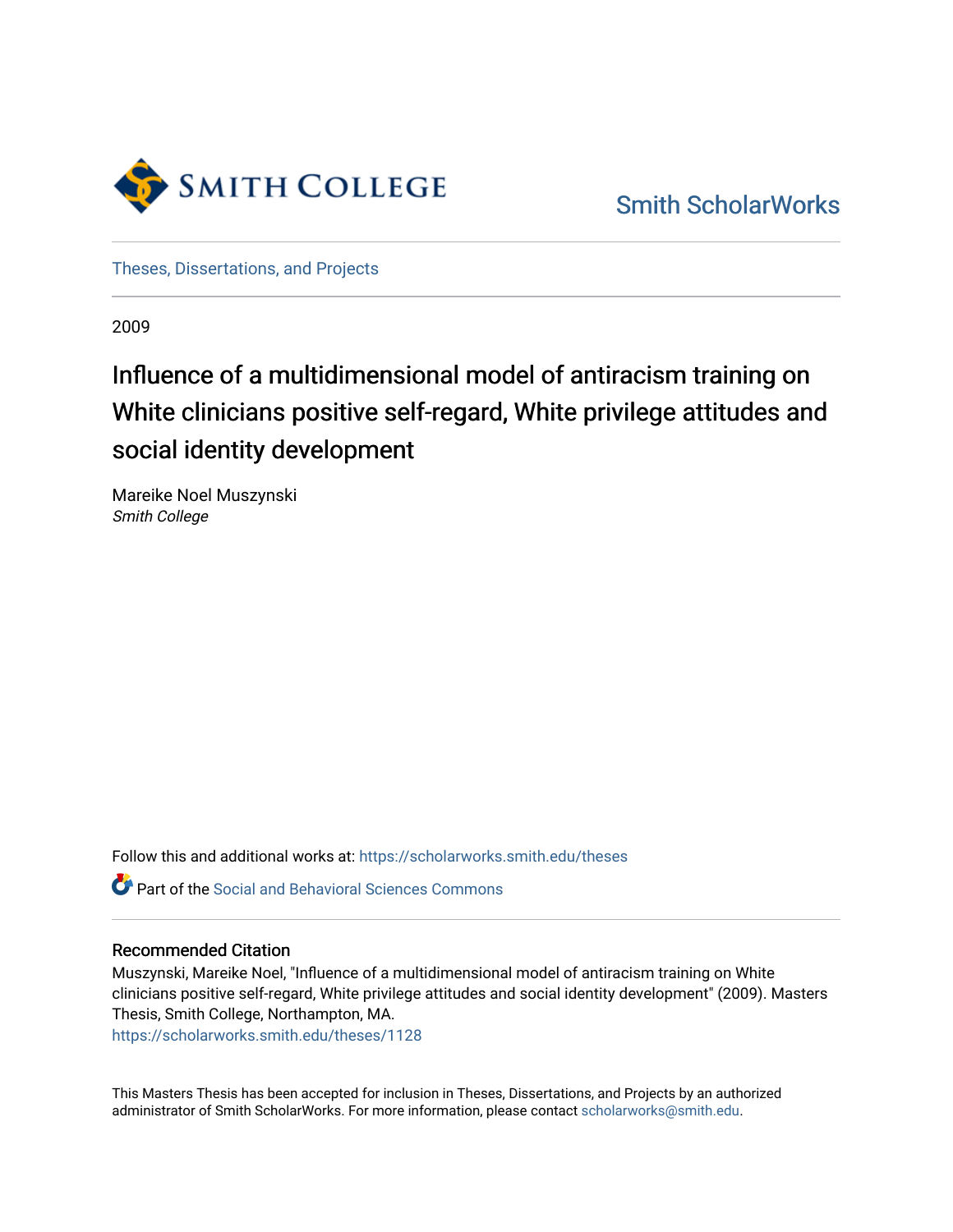Smith College

Smith ScholarWorks

Theses, Dissertations, and Projects

2009

# Influence of a multidimensional model of antiracism training on White clinicians positive self-regard, White privilege attitudes and social identity development

Mareike Noel Muszynski
*Smith College*

Follow this and additional works at: https://scholarworks.smith.edu/theses

Part of the Social and Behavioral Sciences Commons

## Recommended Citation

Muszynski, Mareike Noel, "Influence of a multidimensional model of antiracism training on White clinicians positive self-regard, White privilege attitudes and social identity development" (2009). Masters Thesis, Smith College, Northampton, MA.
https://scholarworks.smith.edu/theses/1128

This Masters Thesis has been accepted for inclusion in Theses, Dissertations, and Projects by an authorized administrator of Smith ScholarWorks. For more information, please contact scholarworks@smith.edu.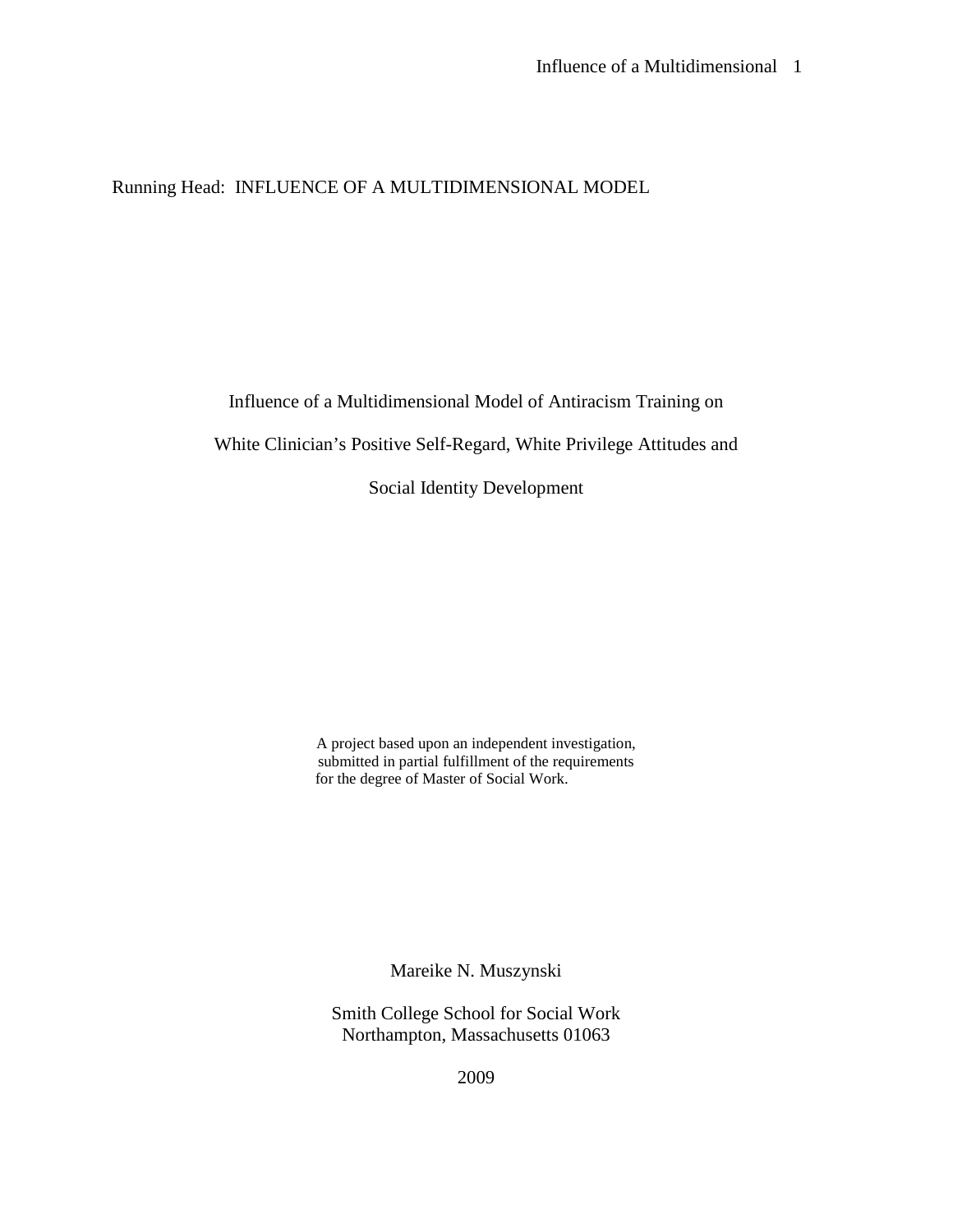Running Head: INFLUENCE OF A MULTIDIMENSIONAL MODEL

# Influence of a Multidimensional Model of Antiracism Training on White Clinician's Positive Self-Regard, White Privilege Attitudes and Social Identity Development

A project based upon an independent investigation,
submitted in partial fulfillment of the requirements
for the degree of Master of Social Work.

Mareike N. Muszynski

Smith College School for Social Work
Northampton, Massachusetts 01063

2009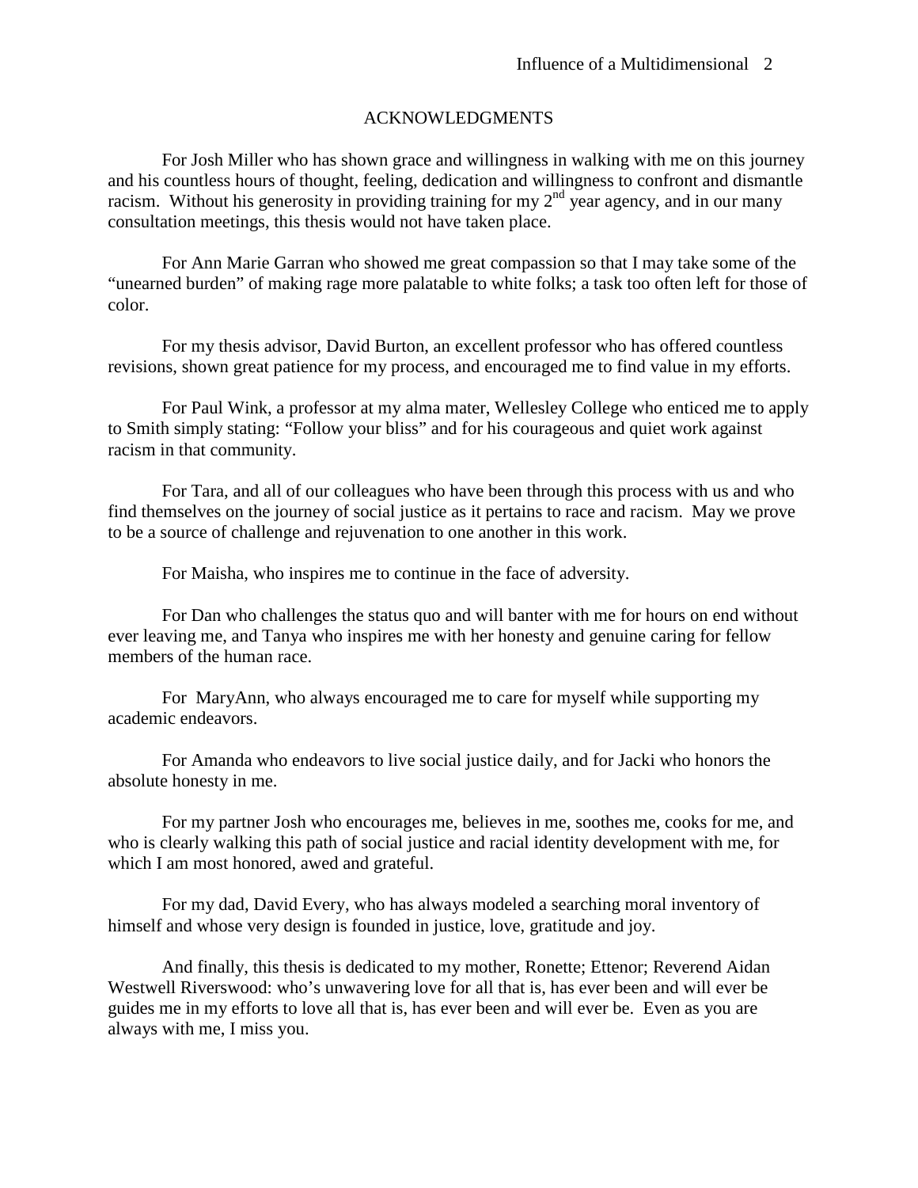# ACKNOWLEDGMENTS

For Josh Miller who has shown grace and willingness in walking with me on this journey and his countless hours of thought, feeling, dedication and willingness to confront and dismantle racism. Without his generosity in providing training for my 2nd year agency, and in our many consultation meetings, this thesis would not have taken place.

For Ann Marie Garran who showed me great compassion so that I may take some of the "unearned burden" of making rage more palatable to white folks; a task too often left for those of color.

For my thesis advisor, David Burton, an excellent professor who has offered countless revisions, shown great patience for my process, and encouraged me to find value in my efforts.

For Paul Wink, a professor at my alma mater, Wellesley College who enticed me to apply to Smith simply stating: "Follow your bliss" and for his courageous and quiet work against racism in that community.

For Tara, and all of our colleagues who have been through this process with us and who find themselves on the journey of social justice as it pertains to race and racism. May we prove to be a source of challenge and rejuvenation to one another in this work.

For Maisha, who inspires me to continue in the face of adversity.

For Dan who challenges the status quo and will banter with me for hours on end without ever leaving me, and Tanya who inspires me with her honesty and genuine caring for fellow members of the human race.

For MaryAnn, who always encouraged me to care for myself while supporting my academic endeavors.

For Amanda who endeavors to live social justice daily, and for Jacki who honors the absolute honesty in me.

For my partner Josh who encourages me, believes in me, soothes me, cooks for me, and who is clearly walking this path of social justice and racial identity development with me, for which I am most honored, awed and grateful.

For my dad, David Every, who has always modeled a searching moral inventory of himself and whose very design is founded in justice, love, gratitude and joy.

And finally, this thesis is dedicated to my mother, Ronette; Ettenor; Reverend Aidan Westwell Riverswood: who's unwavering love for all that is, has ever been and will ever be guides me in my efforts to love all that is, has ever been and will ever be. Even as you are always with me, I miss you.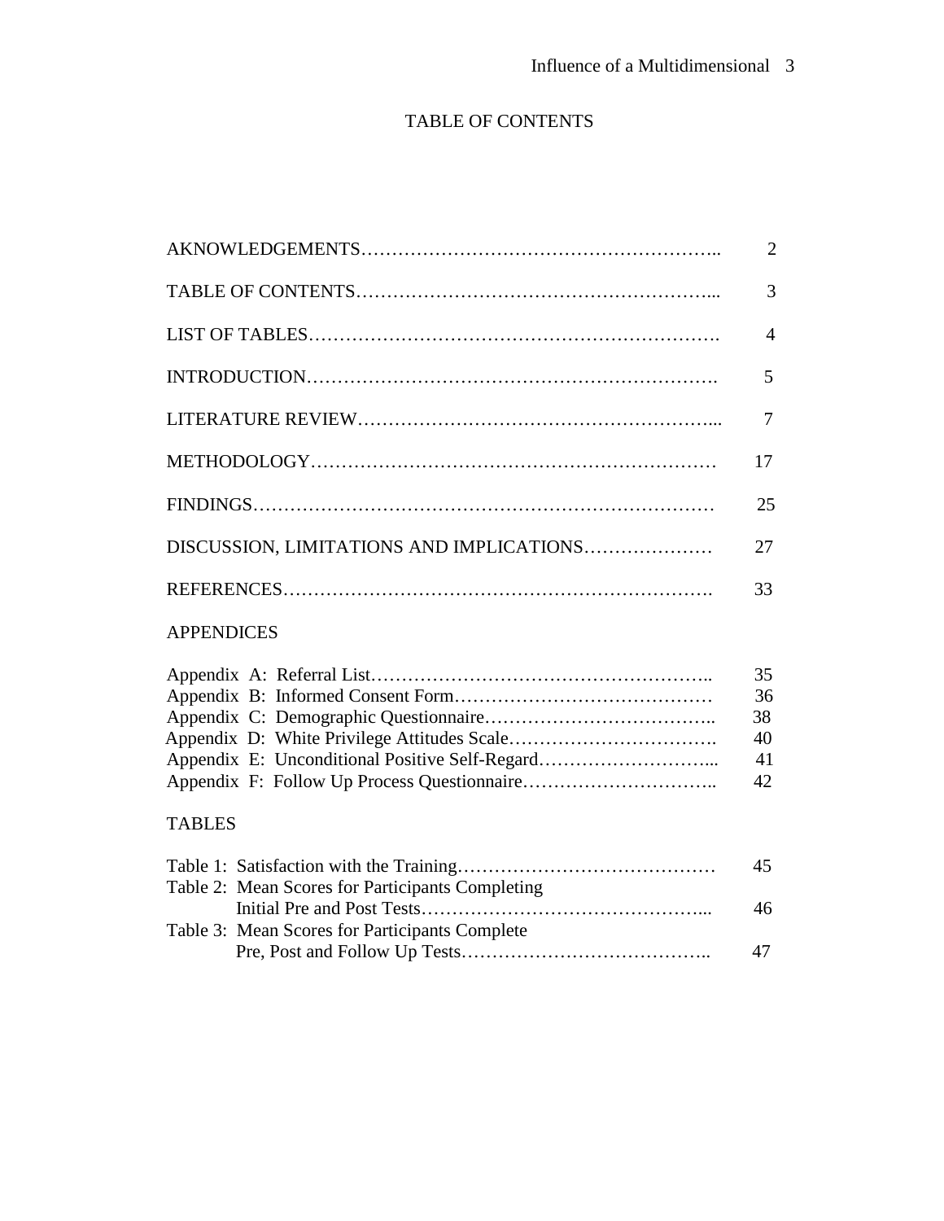# TABLE OF CONTENTS

| | |
|---|---|
| AKNOWLEDGEMENTS | 2 |
| TABLE OF CONTENTS | 3 |
| LIST OF TABLES | 4 |
| INTRODUCTION | 5 |
| LITERATURE REVIEW | 7 |
| METHODOLOGY | 17 |
| FINDINGS | 25 |
| DISCUSSION, LIMITATIONS AND IMPLICATIONS | 27 |
| REFERENCES | 33 |

APPENDICES

| | |
|---|---|
| Appendix A: Referral List | 35 |
| Appendix B: Informed Consent Form | 36 |
| Appendix C: Demographic Questionnaire | 38 |
| Appendix D: White Privilege Attitudes Scale | 40 |
| Appendix E: Unconditional Positive Self-Regard | 41 |
| Appendix F: Follow Up Process Questionnaire | 42 |

TABLES

| | |
|---|---|
| Table 1: Satisfaction with the Training | 45 |
| Table 2: Mean Scores for Participants Completing Initial Pre and Post Tests | 46 |
| Table 3: Mean Scores for Participants Complete Pre, Post and Follow Up Tests | 47 |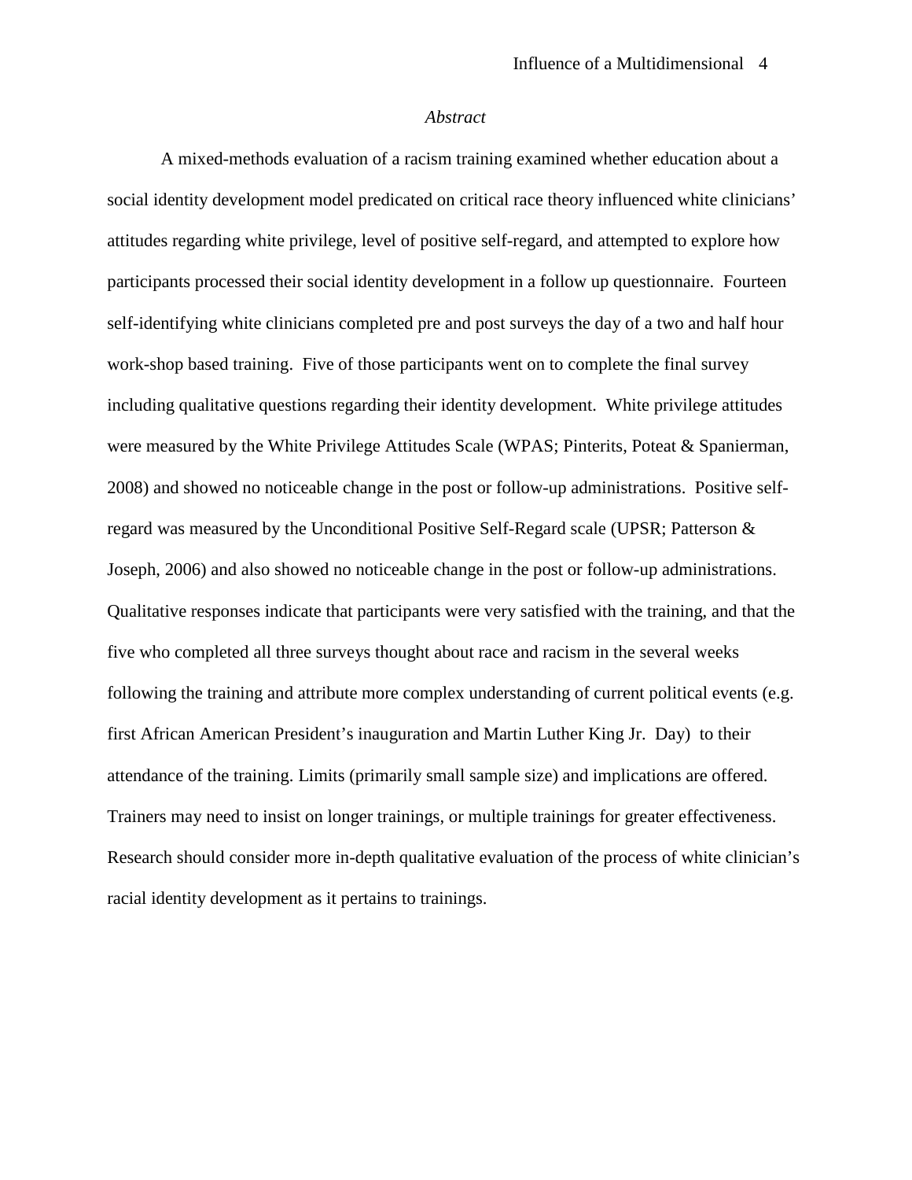*Abstract*

A mixed-methods evaluation of a racism training examined whether education about a social identity development model predicated on critical race theory influenced white clinicians' attitudes regarding white privilege, level of positive self-regard, and attempted to explore how participants processed their social identity development in a follow up questionnaire. Fourteen self-identifying white clinicians completed pre and post surveys the day of a two and half hour work-shop based training. Five of those participants went on to complete the final survey including qualitative questions regarding their identity development. White privilege attitudes were measured by the White Privilege Attitudes Scale (WPAS; Pinterits, Poteat & Spanierman, 2008) and showed no noticeable change in the post or follow-up administrations. Positive self-regard was measured by the Unconditional Positive Self-Regard scale (UPSR; Patterson & Joseph, 2006) and also showed no noticeable change in the post or follow-up administrations. Qualitative responses indicate that participants were very satisfied with the training, and that the five who completed all three surveys thought about race and racism in the several weeks following the training and attribute more complex understanding of current political events (e.g. first African American President's inauguration and Martin Luther King Jr. Day) to their attendance of the training. Limits (primarily small sample size) and implications are offered. Trainers may need to insist on longer trainings, or multiple trainings for greater effectiveness. Research should consider more in-depth qualitative evaluation of the process of white clinician's racial identity development as it pertains to trainings.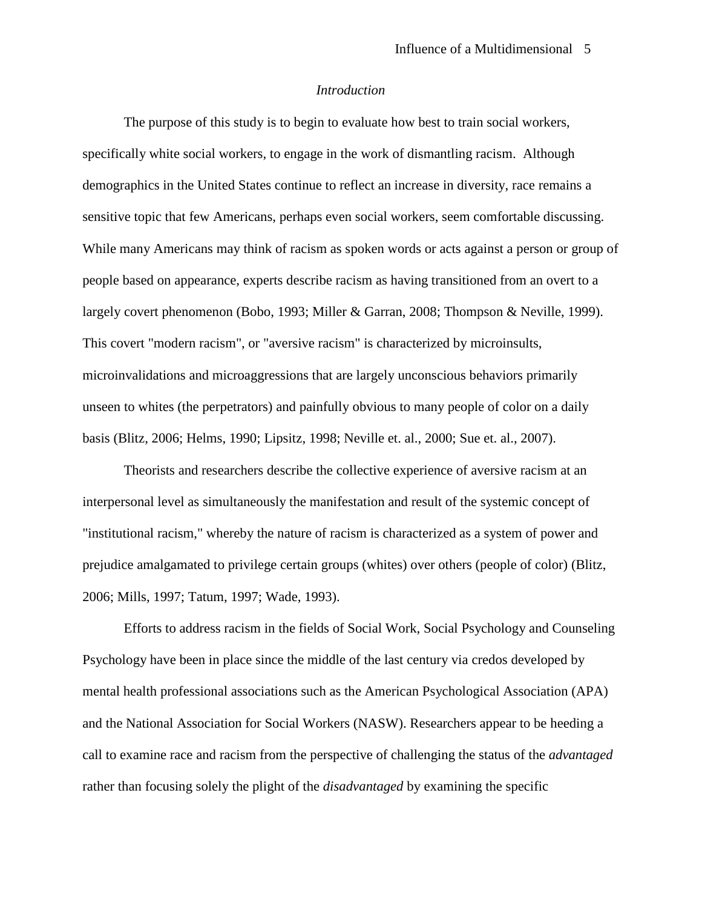*Introduction*

The purpose of this study is to begin to evaluate how best to train social workers, specifically white social workers, to engage in the work of dismantling racism. Although demographics in the United States continue to reflect an increase in diversity, race remains a sensitive topic that few Americans, perhaps even social workers, seem comfortable discussing. While many Americans may think of racism as spoken words or acts against a person or group of people based on appearance, experts describe racism as having transitioned from an overt to a largely covert phenomenon (Bobo, 1993; Miller & Garran, 2008; Thompson & Neville, 1999). This covert "modern racism", or "aversive racism" is characterized by microinsults, microinvalidations and microaggressions that are largely unconscious behaviors primarily unseen to whites (the perpetrators) and painfully obvious to many people of color on a daily basis (Blitz, 2006; Helms, 1990; Lipsitz, 1998; Neville et. al., 2000; Sue et. al., 2007).

Theorists and researchers describe the collective experience of aversive racism at an interpersonal level as simultaneously the manifestation and result of the systemic concept of "institutional racism," whereby the nature of racism is characterized as a system of power and prejudice amalgamated to privilege certain groups (whites) over others (people of color) (Blitz, 2006; Mills, 1997; Tatum, 1997; Wade, 1993).

Efforts to address racism in the fields of Social Work, Social Psychology and Counseling Psychology have been in place since the middle of the last century via credos developed by mental health professional associations such as the American Psychological Association (APA) and the National Association for Social Workers (NASW). Researchers appear to be heeding a call to examine race and racism from the perspective of challenging the status of the *advantaged* rather than focusing solely the plight of the *disadvantaged* by examining the specific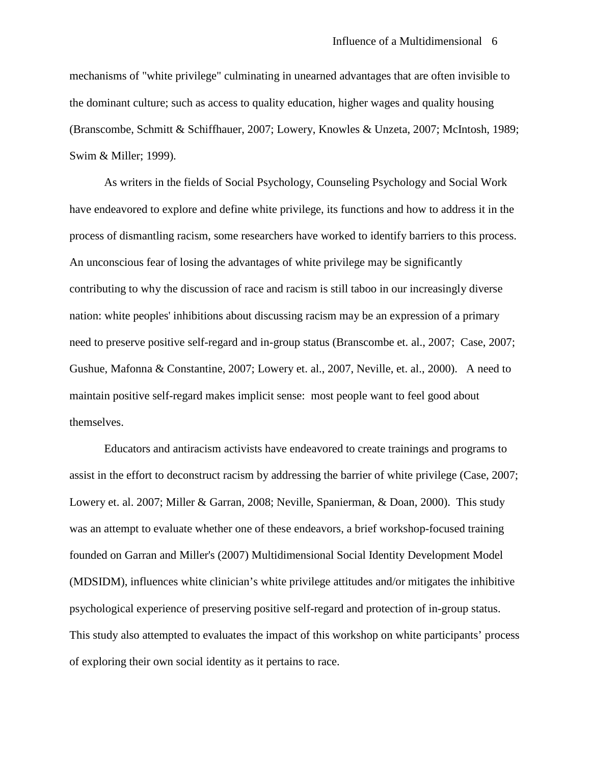mechanisms of "white privilege" culminating in unearned advantages that are often invisible to the dominant culture; such as access to quality education, higher wages and quality housing (Branscombe, Schmitt & Schiffhauer, 2007; Lowery, Knowles & Unzeta, 2007; McIntosh, 1989; Swim & Miller; 1999).

As writers in the fields of Social Psychology, Counseling Psychology and Social Work have endeavored to explore and define white privilege, its functions and how to address it in the process of dismantling racism, some researchers have worked to identify barriers to this process. An unconscious fear of losing the advantages of white privilege may be significantly contributing to why the discussion of race and racism is still taboo in our increasingly diverse nation: white peoples' inhibitions about discussing racism may be an expression of a primary need to preserve positive self-regard and in-group status (Branscombe et. al., 2007; Case, 2007; Gushue, Mafonna & Constantine, 2007; Lowery et. al., 2007, Neville, et. al., 2000). A need to maintain positive self-regard makes implicit sense: most people want to feel good about themselves.

Educators and antiracism activists have endeavored to create trainings and programs to assist in the effort to deconstruct racism by addressing the barrier of white privilege (Case, 2007; Lowery et. al. 2007; Miller & Garran, 2008; Neville, Spanierman, & Doan, 2000). This study was an attempt to evaluate whether one of these endeavors, a brief workshop-focused training founded on Garran and Miller's (2007) Multidimensional Social Identity Development Model (MDSIDM), influences white clinician’s white privilege attitudes and/or mitigates the inhibitive psychological experience of preserving positive self-regard and protection of in-group status. This study also attempted to evaluates the impact of this workshop on white participants’ process of exploring their own social identity as it pertains to race.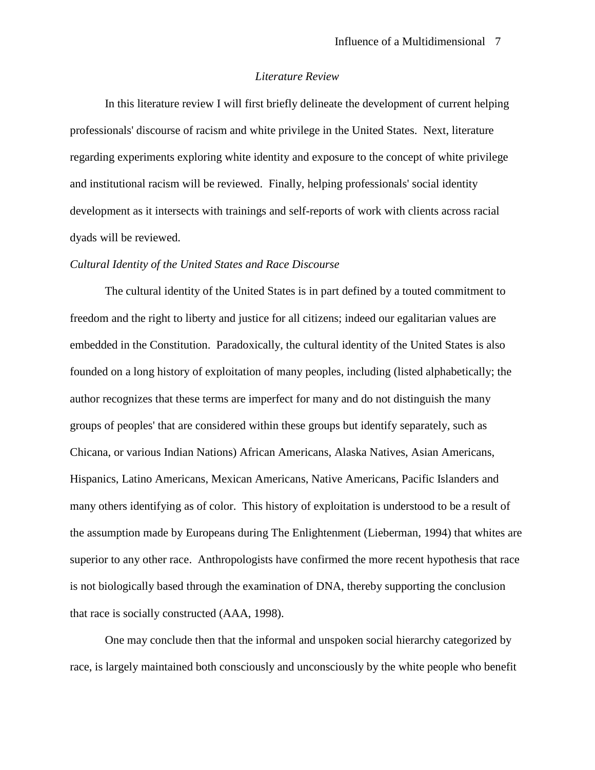## *Literature Review*

In this literature review I will first briefly delineate the development of current helping professionals' discourse of racism and white privilege in the United States. Next, literature regarding experiments exploring white identity and exposure to the concept of white privilege and institutional racism will be reviewed. Finally, helping professionals' social identity development as it intersects with trainings and self-reports of work with clients across racial dyads will be reviewed.

### *Cultural Identity of the United States and Race Discourse*

The cultural identity of the United States is in part defined by a touted commitment to freedom and the right to liberty and justice for all citizens; indeed our egalitarian values are embedded in the Constitution. Paradoxically, the cultural identity of the United States is also founded on a long history of exploitation of many peoples, including (listed alphabetically; the author recognizes that these terms are imperfect for many and do not distinguish the many groups of peoples' that are considered within these groups but identify separately, such as Chicana, or various Indian Nations) African Americans, Alaska Natives, Asian Americans, Hispanics, Latino Americans, Mexican Americans, Native Americans, Pacific Islanders and many others identifying as of color. This history of exploitation is understood to be a result of the assumption made by Europeans during The Enlightenment (Lieberman, 1994) that whites are superior to any other race. Anthropologists have confirmed the more recent hypothesis that race is not biologically based through the examination of DNA, thereby supporting the conclusion that race is socially constructed (AAA, 1998).

One may conclude then that the informal and unspoken social hierarchy categorized by race, is largely maintained both consciously and unconsciously by the white people who benefit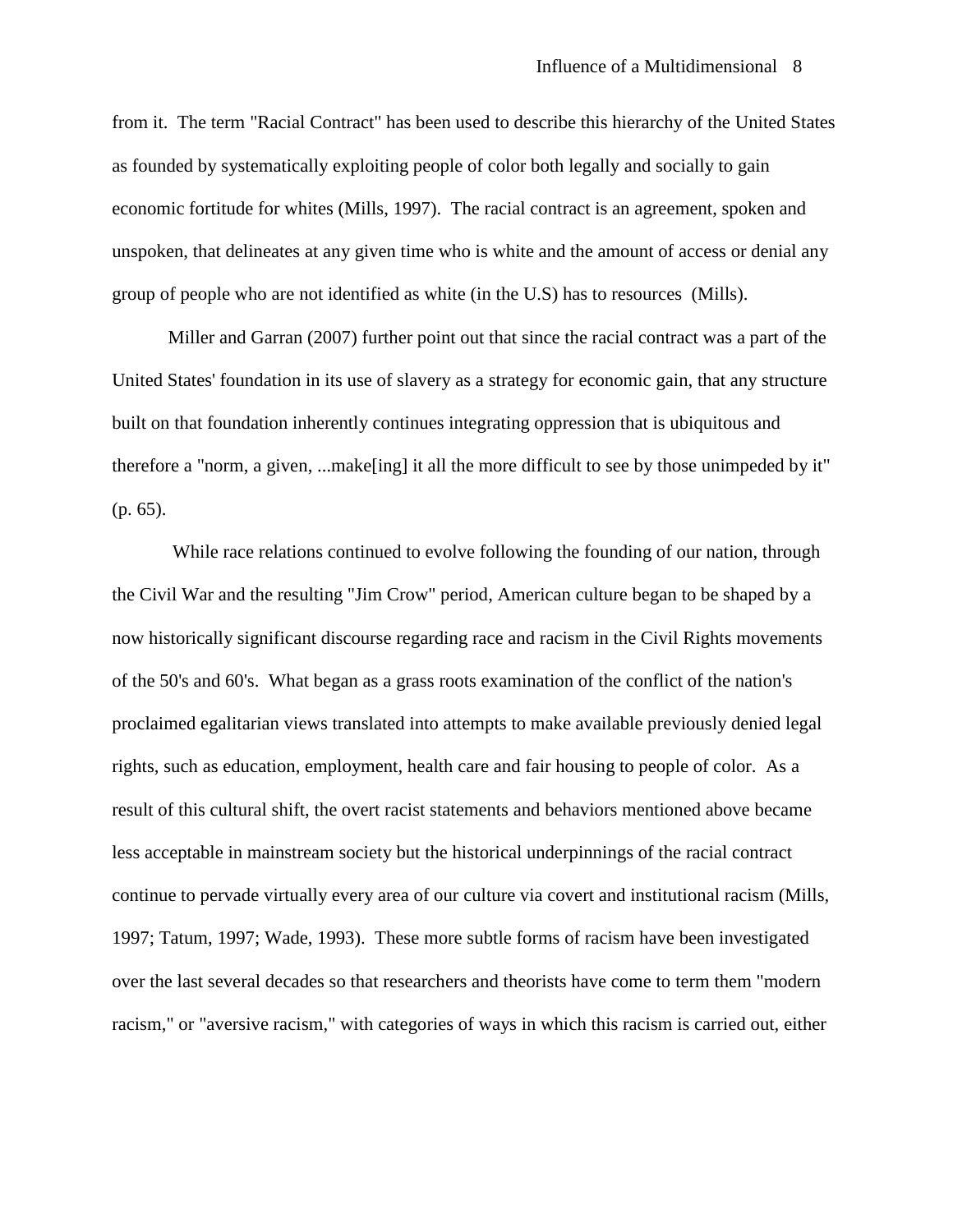from it. The term "Racial Contract" has been used to describe this hierarchy of the United States as founded by systematically exploiting people of color both legally and socially to gain economic fortitude for whites (Mills, 1997). The racial contract is an agreement, spoken and unspoken, that delineates at any given time who is white and the amount of access or denial any group of people who are not identified as white (in the U.S) has to resources (Mills).

Miller and Garran (2007) further point out that since the racial contract was a part of the United States' foundation in its use of slavery as a strategy for economic gain, that any structure built on that foundation inherently continues integrating oppression that is ubiquitous and therefore a "norm, a given, ...make[ing] it all the more difficult to see by those unimpeded by it" (p. 65).

While race relations continued to evolve following the founding of our nation, through the Civil War and the resulting "Jim Crow" period, American culture began to be shaped by a now historically significant discourse regarding race and racism in the Civil Rights movements of the 50's and 60's. What began as a grass roots examination of the conflict of the nation's proclaimed egalitarian views translated into attempts to make available previously denied legal rights, such as education, employment, health care and fair housing to people of color. As a result of this cultural shift, the overt racist statements and behaviors mentioned above became less acceptable in mainstream society but the historical underpinnings of the racial contract continue to pervade virtually every area of our culture via covert and institutional racism (Mills, 1997; Tatum, 1997; Wade, 1993). These more subtle forms of racism have been investigated over the last several decades so that researchers and theorists have come to term them "modern racism," or "aversive racism," with categories of ways in which this racism is carried out, either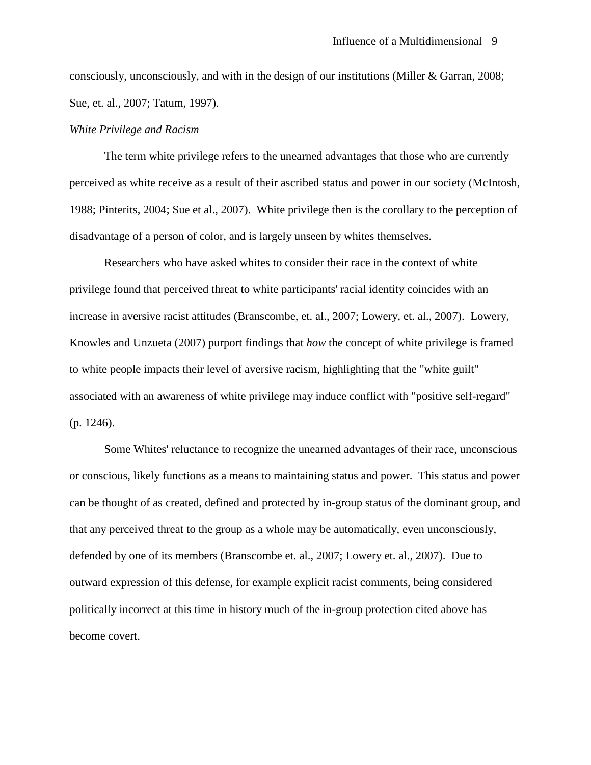consciously, unconsciously, and with in the design of our institutions (Miller & Garran, 2008; Sue, et. al., 2007; Tatum, 1997).

*White Privilege and Racism*

The term white privilege refers to the unearned advantages that those who are currently perceived as white receive as a result of their ascribed status and power in our society (McIntosh, 1988; Pinterits, 2004; Sue et al., 2007). White privilege then is the corollary to the perception of disadvantage of a person of color, and is largely unseen by whites themselves.

Researchers who have asked whites to consider their race in the context of white privilege found that perceived threat to white participants' racial identity coincides with an increase in aversive racist attitudes (Branscombe, et. al., 2007; Lowery, et. al., 2007). Lowery, Knowles and Unzueta (2007) purport findings that *how* the concept of white privilege is framed to white people impacts their level of aversive racism, highlighting that the "white guilt" associated with an awareness of white privilege may induce conflict with "positive self-regard" (p. 1246).

Some Whites' reluctance to recognize the unearned advantages of their race, unconscious or conscious, likely functions as a means to maintaining status and power. This status and power can be thought of as created, defined and protected by in-group status of the dominant group, and that any perceived threat to the group as a whole may be automatically, even unconsciously, defended by one of its members (Branscombe et. al., 2007; Lowery et. al., 2007). Due to outward expression of this defense, for example explicit racist comments, being considered politically incorrect at this time in history much of the in-group protection cited above has become covert.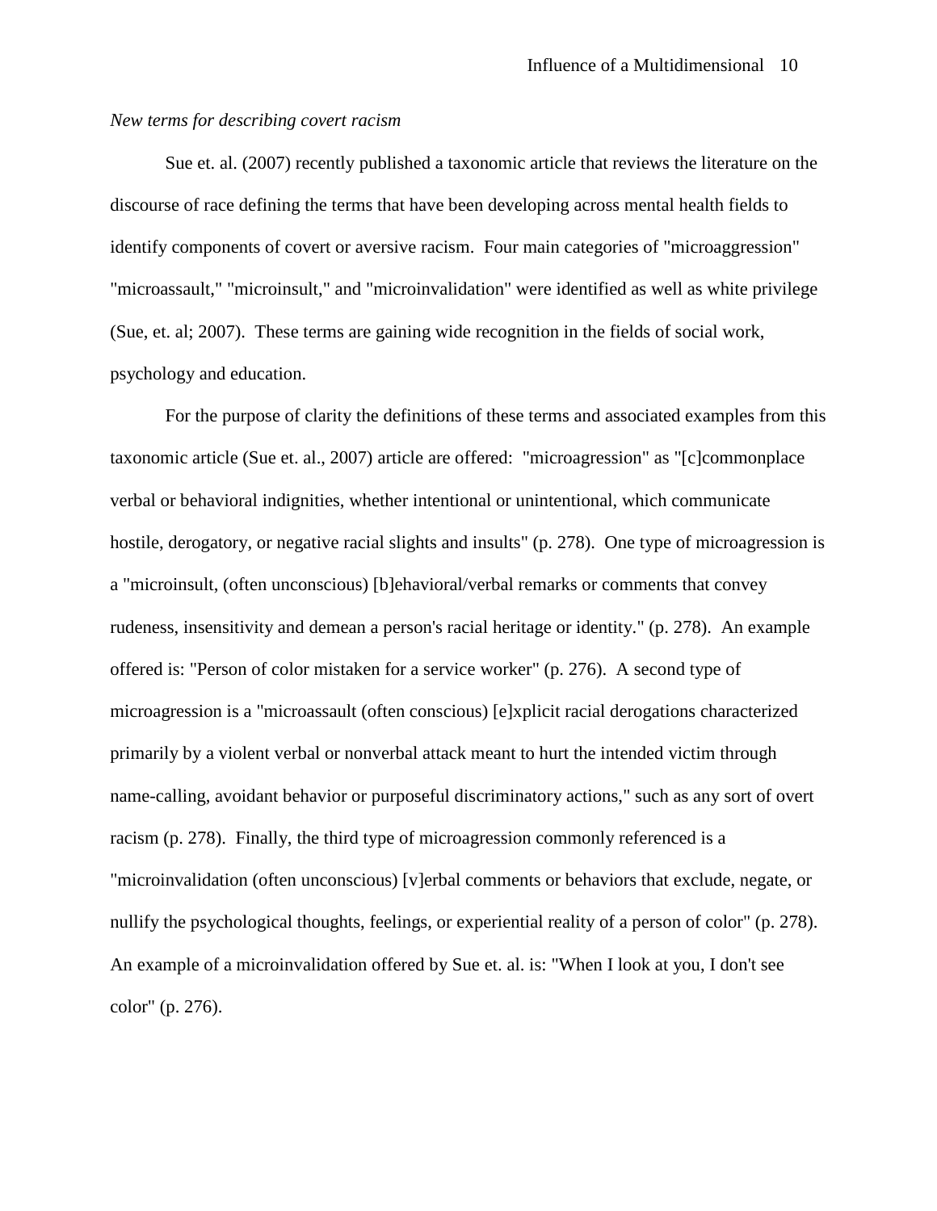*New terms for describing covert racism*

Sue et. al. (2007) recently published a taxonomic article that reviews the literature on the discourse of race defining the terms that have been developing across mental health fields to identify components of covert or aversive racism. Four main categories of "microaggression" "microassault," "microinsult," and "microinvalidation" were identified as well as white privilege (Sue, et. al; 2007). These terms are gaining wide recognition in the fields of social work, psychology and education.

For the purpose of clarity the definitions of these terms and associated examples from this taxonomic article (Sue et. al., 2007) article are offered: "microagression" as "[c]commonplace verbal or behavioral indignities, whether intentional or unintentional, which communicate hostile, derogatory, or negative racial slights and insults" (p. 278). One type of microagression is a "microinsult, (often unconscious) [b]ehavioral/verbal remarks or comments that convey rudeness, insensitivity and demean a person's racial heritage or identity." (p. 278). An example offered is: "Person of color mistaken for a service worker" (p. 276). A second type of microagression is a "microassault (often conscious) [e]xplicit racial derogations characterized primarily by a violent verbal or nonverbal attack meant to hurt the intended victim through name-calling, avoidant behavior or purposeful discriminatory actions," such as any sort of overt racism (p. 278). Finally, the third type of microagression commonly referenced is a "microinvalidation (often unconscious) [v]erbal comments or behaviors that exclude, negate, or nullify the psychological thoughts, feelings, or experiential reality of a person of color" (p. 278). An example of a microinvalidation offered by Sue et. al. is: "When I look at you, I don't see color" (p. 276).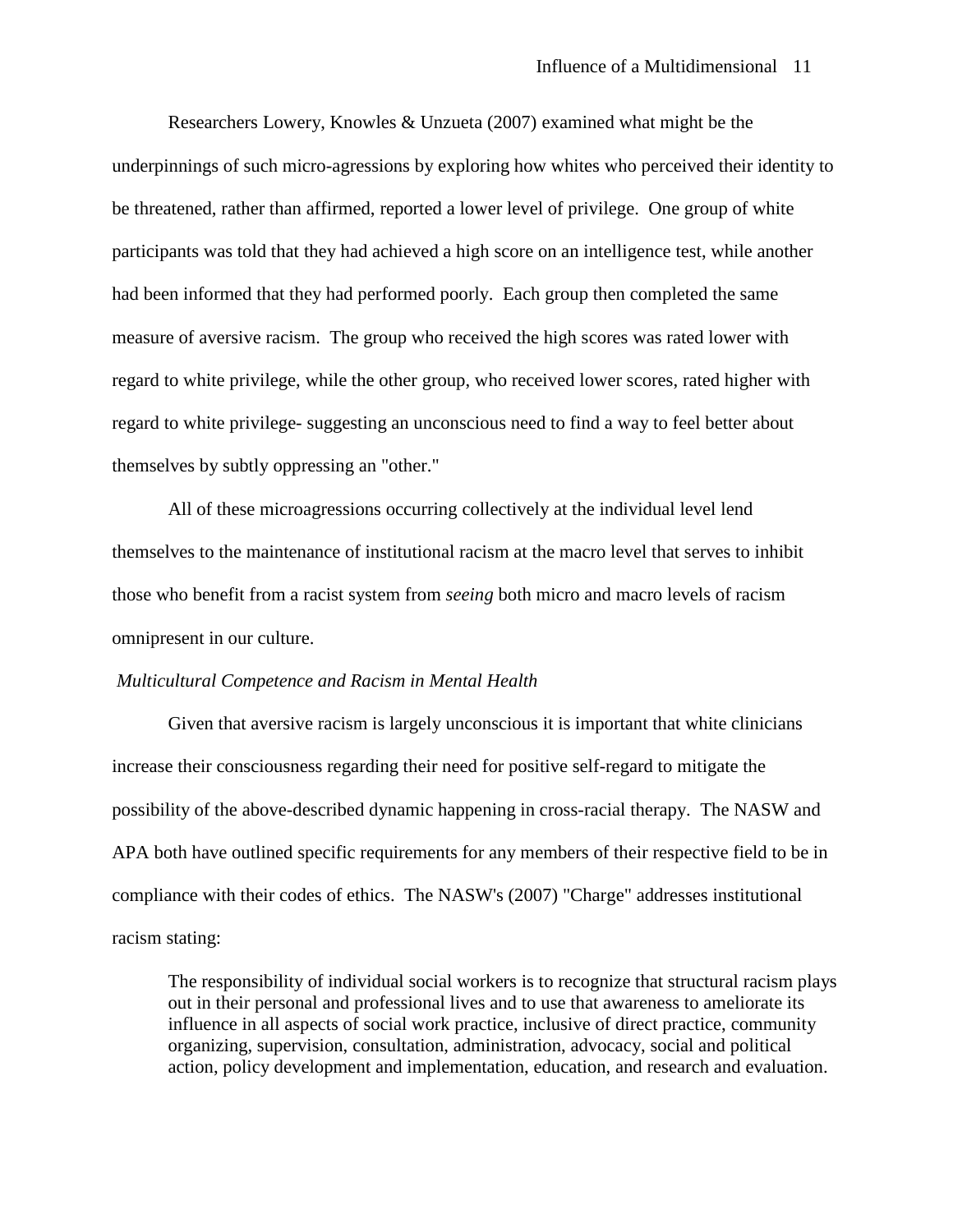Researchers Lowery, Knowles & Unzueta (2007) examined what might be the underpinnings of such micro-agressions by exploring how whites who perceived their identity to be threatened, rather than affirmed, reported a lower level of privilege. One group of white participants was told that they had achieved a high score on an intelligence test, while another had been informed that they had performed poorly. Each group then completed the same measure of aversive racism. The group who received the high scores was rated lower with regard to white privilege, while the other group, who received lower scores, rated higher with regard to white privilege- suggesting an unconscious need to find a way to feel better about themselves by subtly oppressing an "other."

All of these microagressions occurring collectively at the individual level lend themselves to the maintenance of institutional racism at the macro level that serves to inhibit those who benefit from a racist system from *seeing* both micro and macro levels of racism omnipresent in our culture.

### *Multicultural Competence and Racism in Mental Health*

Given that aversive racism is largely unconscious it is important that white clinicians increase their consciousness regarding their need for positive self-regard to mitigate the possibility of the above-described dynamic happening in cross-racial therapy. The NASW and APA both have outlined specific requirements for any members of their respective field to be in compliance with their codes of ethics. The NASW's (2007) "Charge" addresses institutional racism stating:

> The responsibility of individual social workers is to recognize that structural racism plays out in their personal and professional lives and to use that awareness to ameliorate its influence in all aspects of social work practice, inclusive of direct practice, community organizing, supervision, consultation, administration, advocacy, social and political action, policy development and implementation, education, and research and evaluation.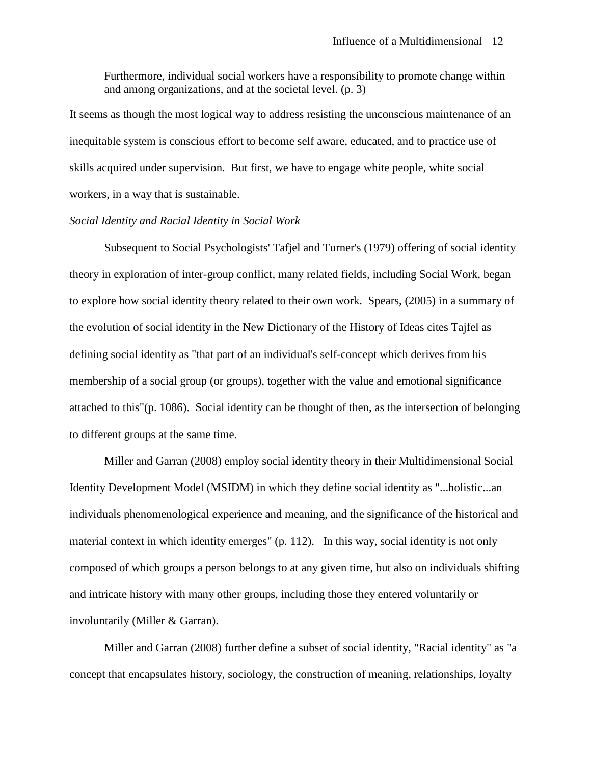> Furthermore, individual social workers have a responsibility to promote change within and among organizations, and at the societal level. (p. 3)

It seems as though the most logical way to address resisting the unconscious maintenance of an inequitable system is conscious effort to become self aware, educated, and to practice use of skills acquired under supervision. But first, we have to engage white people, white social workers, in a way that is sustainable.

*Social Identity and Racial Identity in Social Work*

Subsequent to Social Psychologists' Tafjel and Turner's (1979) offering of social identity theory in exploration of inter-group conflict, many related fields, including Social Work, began to explore how social identity theory related to their own work. Spears, (2005) in a summary of the evolution of social identity in the New Dictionary of the History of Ideas cites Tajfel as defining social identity as "that part of an individual's self-concept which derives from his membership of a social group (or groups), together with the value and emotional significance attached to this"(p. 1086). Social identity can be thought of then, as the intersection of belonging to different groups at the same time.

Miller and Garran (2008) employ social identity theory in their Multidimensional Social Identity Development Model (MSIDM) in which they define social identity as "...holistic...an individuals phenomenological experience and meaning, and the significance of the historical and material context in which identity emerges" (p. 112). In this way, social identity is not only composed of which groups a person belongs to at any given time, but also on individuals shifting and intricate history with many other groups, including those they entered voluntarily or involuntarily (Miller & Garran).

Miller and Garran (2008) further define a subset of social identity, "Racial identity" as "a concept that encapsulates history, sociology, the construction of meaning, relationships, loyalty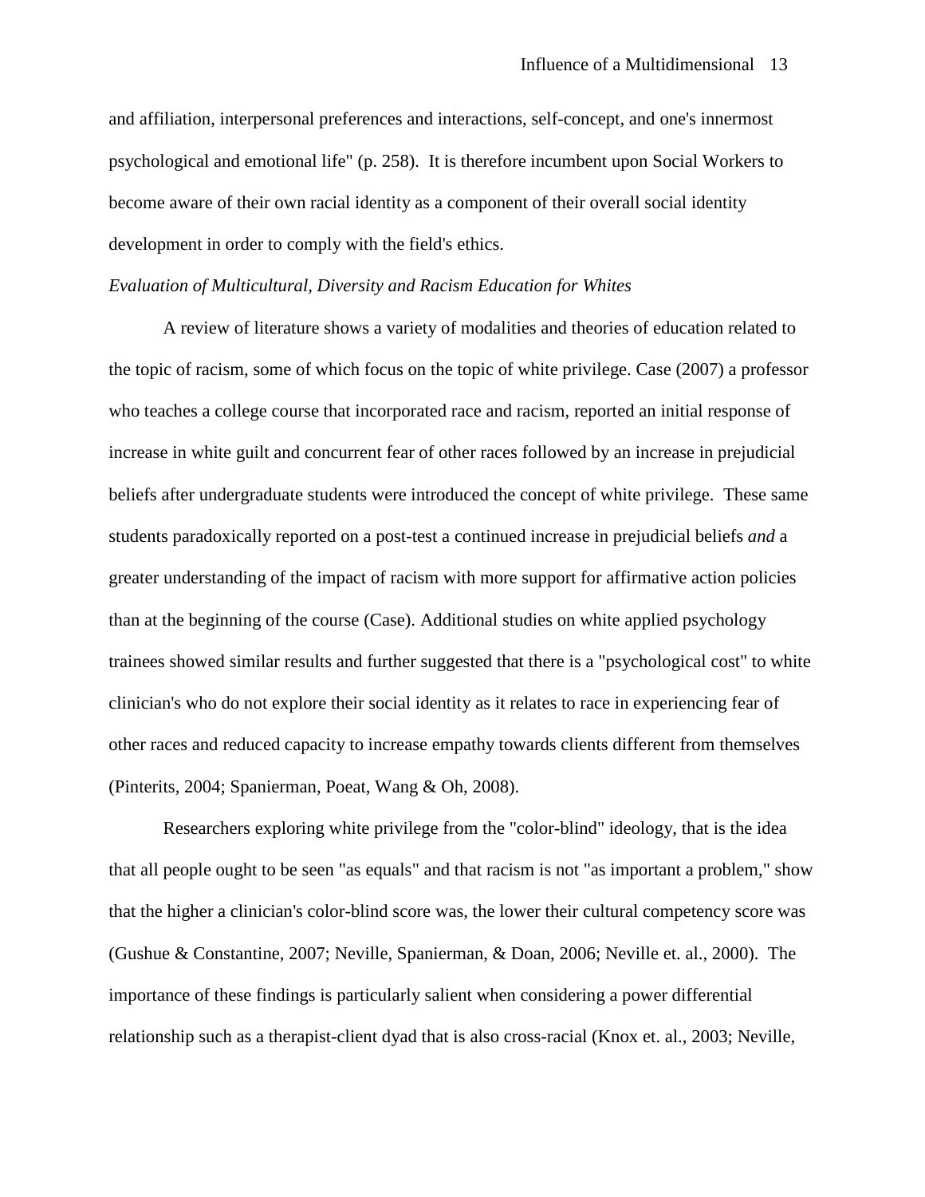and affiliation, interpersonal preferences and interactions, self-concept, and one's innermost psychological and emotional life" (p. 258). It is therefore incumbent upon Social Workers to become aware of their own racial identity as a component of their overall social identity development in order to comply with the field's ethics.

*Evaluation of Multicultural, Diversity and Racism Education for Whites*

A review of literature shows a variety of modalities and theories of education related to the topic of racism, some of which focus on the topic of white privilege. Case (2007) a professor who teaches a college course that incorporated race and racism, reported an initial response of increase in white guilt and concurrent fear of other races followed by an increase in prejudicial beliefs after undergraduate students were introduced the concept of white privilege. These same students paradoxically reported on a post-test a continued increase in prejudicial beliefs *and* a greater understanding of the impact of racism with more support for affirmative action policies than at the beginning of the course (Case). Additional studies on white applied psychology trainees showed similar results and further suggested that there is a "psychological cost" to white clinician's who do not explore their social identity as it relates to race in experiencing fear of other races and reduced capacity to increase empathy towards clients different from themselves (Pinterits, 2004; Spanierman, Poeat, Wang & Oh, 2008).

Researchers exploring white privilege from the "color-blind" ideology, that is the idea that all people ought to be seen "as equals" and that racism is not "as important a problem," show that the higher a clinician's color-blind score was, the lower their cultural competency score was (Gushue & Constantine, 2007; Neville, Spanierman, & Doan, 2006; Neville et. al., 2000). The importance of these findings is particularly salient when considering a power differential relationship such as a therapist-client dyad that is also cross-racial (Knox et. al., 2003; Neville,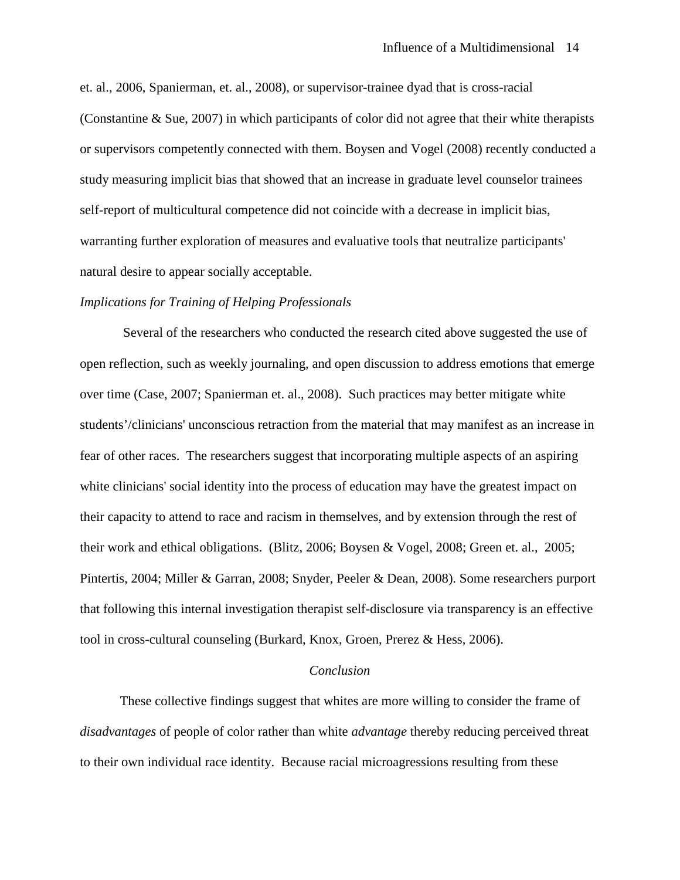et. al., 2006, Spanierman, et. al., 2008), or supervisor-trainee dyad that is cross-racial (Constantine & Sue, 2007) in which participants of color did not agree that their white therapists or supervisors competently connected with them. Boysen and Vogel (2008) recently conducted a study measuring implicit bias that showed that an increase in graduate level counselor trainees self-report of multicultural competence did not coincide with a decrease in implicit bias, warranting further exploration of measures and evaluative tools that neutralize participants' natural desire to appear socially acceptable.

*Implications for Training of Helping Professionals*

Several of the researchers who conducted the research cited above suggested the use of open reflection, such as weekly journaling, and open discussion to address emotions that emerge over time (Case, 2007; Spanierman et. al., 2008). Such practices may better mitigate white students'/clinicians' unconscious retraction from the material that may manifest as an increase in fear of other races. The researchers suggest that incorporating multiple aspects of an aspiring white clinicians' social identity into the process of education may have the greatest impact on their capacity to attend to race and racism in themselves, and by extension through the rest of their work and ethical obligations. (Blitz, 2006; Boysen & Vogel, 2008; Green et. al., 2005; Pintertis, 2004; Miller & Garran, 2008; Snyder, Peeler & Dean, 2008). Some researchers purport that following this internal investigation therapist self-disclosure via transparency is an effective tool in cross-cultural counseling (Burkard, Knox, Groen, Prerez & Hess, 2006).

## *Conclusion*

These collective findings suggest that whites are more willing to consider the frame of *disadvantages* of people of color rather than white *advantage* thereby reducing perceived threat to their own individual race identity. Because racial microagressions resulting from these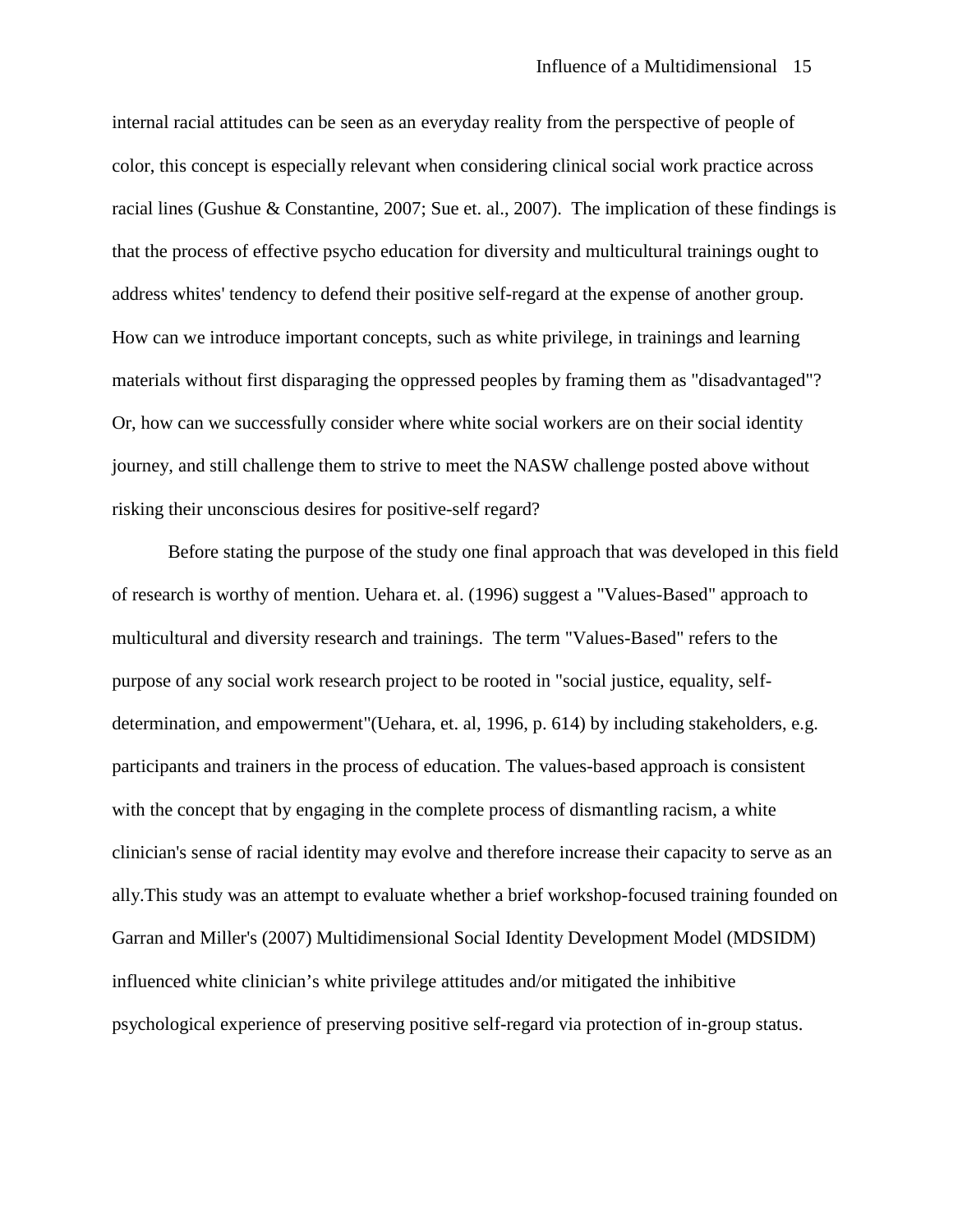internal racial attitudes can be seen as an everyday reality from the perspective of people of color, this concept is especially relevant when considering clinical social work practice across racial lines (Gushue & Constantine, 2007; Sue et. al., 2007). The implication of these findings is that the process of effective psycho education for diversity and multicultural trainings ought to address whites' tendency to defend their positive self-regard at the expense of another group. How can we introduce important concepts, such as white privilege, in trainings and learning materials without first disparaging the oppressed peoples by framing them as "disadvantaged"? Or, how can we successfully consider where white social workers are on their social identity journey, and still challenge them to strive to meet the NASW challenge posted above without risking their unconscious desires for positive-self regard?

Before stating the purpose of the study one final approach that was developed in this field of research is worthy of mention. Uehara et. al. (1996) suggest a "Values-Based" approach to multicultural and diversity research and trainings. The term "Values-Based" refers to the purpose of any social work research project to be rooted in "social justice, equality, self-determination, and empowerment"(Uehara, et. al, 1996, p. 614) by including stakeholders, e.g. participants and trainers in the process of education. The values-based approach is consistent with the concept that by engaging in the complete process of dismantling racism, a white clinician's sense of racial identity may evolve and therefore increase their capacity to serve as an ally.This study was an attempt to evaluate whether a brief workshop-focused training founded on Garran and Miller's (2007) Multidimensional Social Identity Development Model (MDSIDM) influenced white clinician's white privilege attitudes and/or mitigated the inhibitive psychological experience of preserving positive self-regard via protection of in-group status.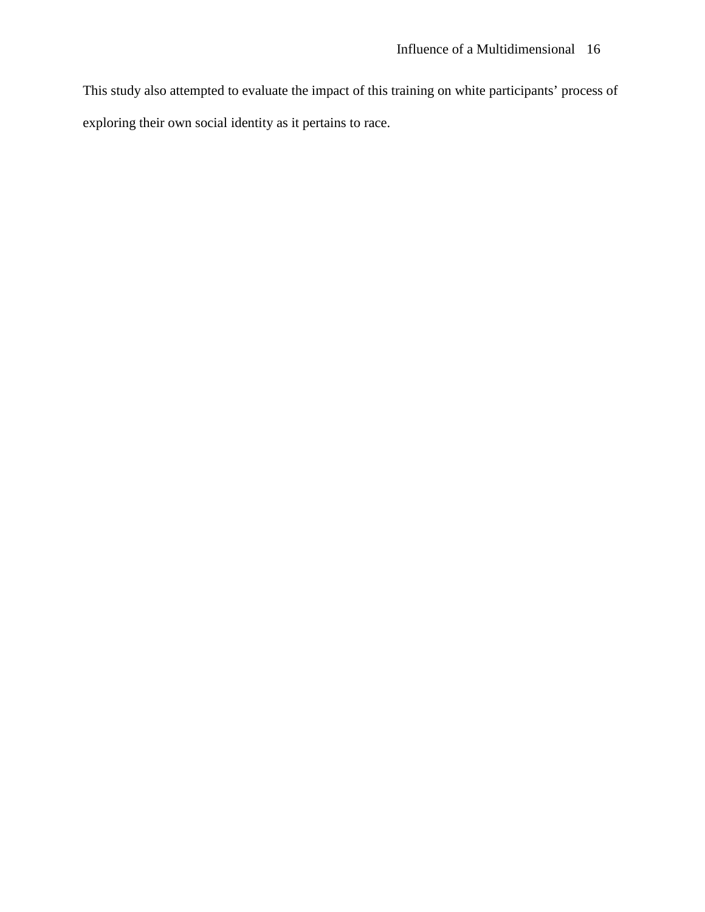This study also attempted to evaluate the impact of this training on white participants' process of exploring their own social identity as it pertains to race.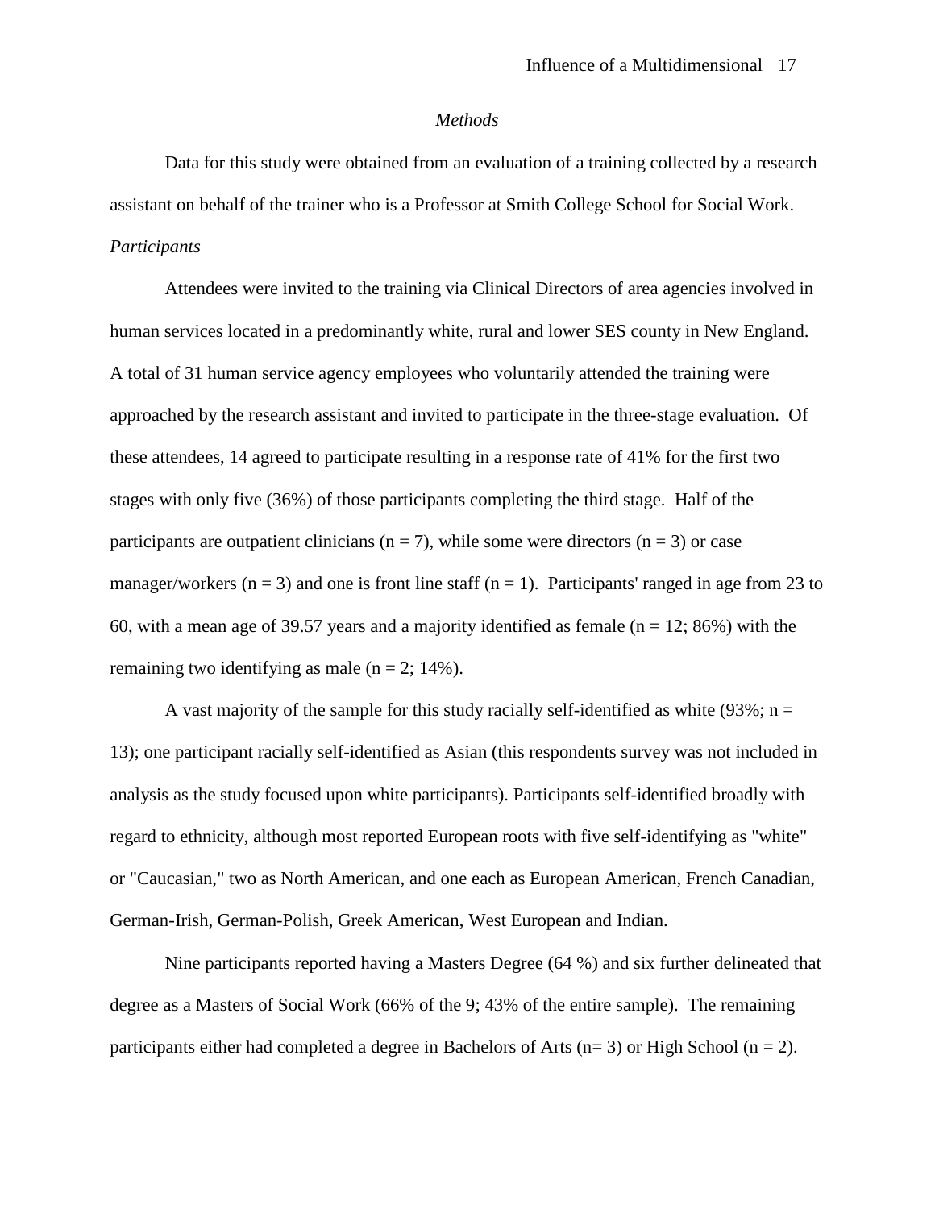*Methods*

Data for this study were obtained from an evaluation of a training collected by a research assistant on behalf of the trainer who is a Professor at Smith College School for Social Work.

*Participants*

Attendees were invited to the training via Clinical Directors of area agencies involved in human services located in a predominantly white, rural and lower SES county in New England. A total of 31 human service agency employees who voluntarily attended the training were approached by the research assistant and invited to participate in the three-stage evaluation. Of these attendees, 14 agreed to participate resulting in a response rate of 41% for the first two stages with only five (36%) of those participants completing the third stage. Half of the participants are outpatient clinicians ($n = 7$), while some were directors ($n = 3$) or case manager/workers ($n = 3$) and one is front line staff ($n = 1$). Participants' ranged in age from 23 to 60, with a mean age of 39.57 years and a majority identified as female ($n = 12$; 86%) with the remaining two identifying as male ($n = 2$; 14%).

A vast majority of the sample for this study racially self-identified as white (93%; $n = 13$); one participant racially self-identified as Asian (this respondents survey was not included in analysis as the study focused upon white participants). Participants self-identified broadly with regard to ethnicity, although most reported European roots with five self-identifying as "white" or "Caucasian," two as North American, and one each as European American, French Canadian, German-Irish, German-Polish, Greek American, West European and Indian.

Nine participants reported having a Masters Degree (64 %) and six further delineated that degree as a Masters of Social Work (66% of the 9; 43% of the entire sample). The remaining participants either had completed a degree in Bachelors of Arts ($n= 3$) or High School ($n = 2$).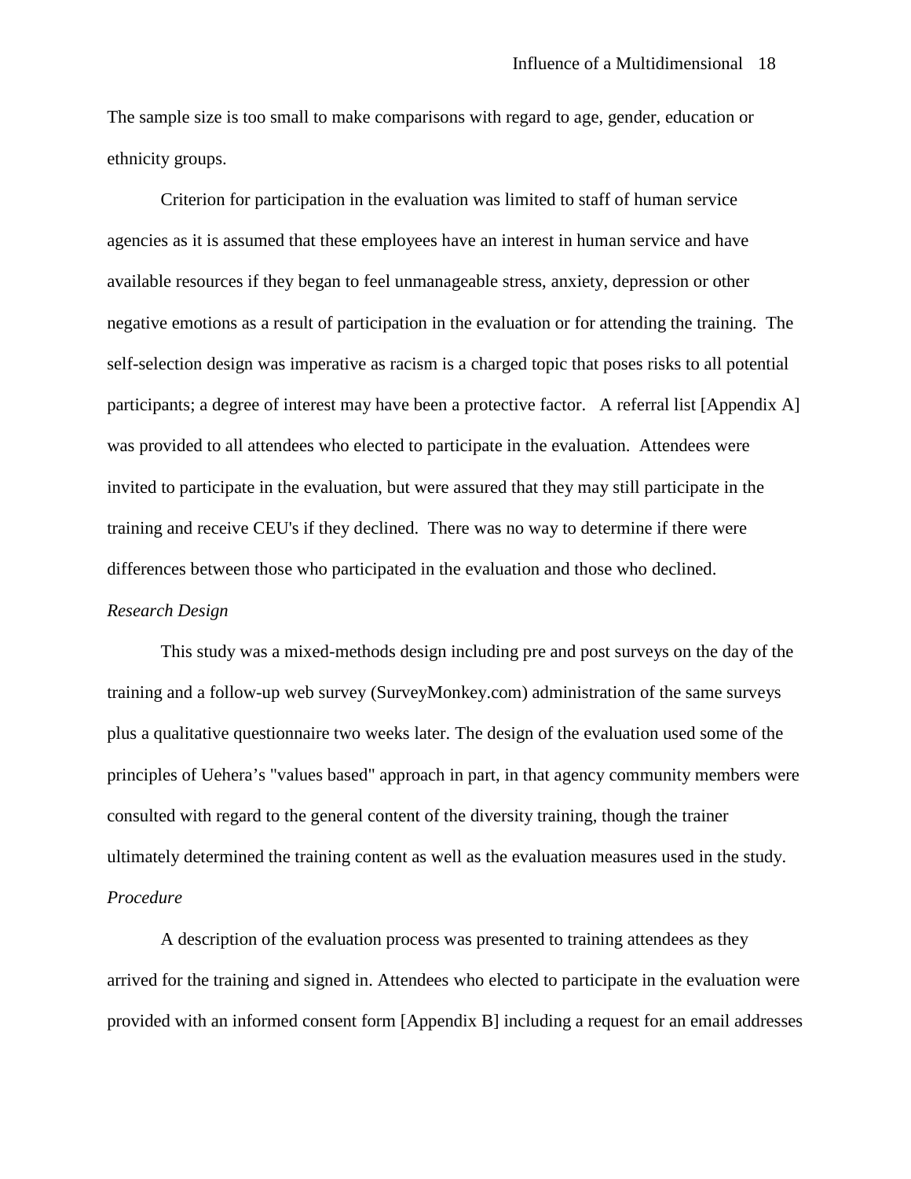The sample size is too small to make comparisons with regard to age, gender, education or ethnicity groups.

Criterion for participation in the evaluation was limited to staff of human service agencies as it is assumed that these employees have an interest in human service and have available resources if they began to feel unmanageable stress, anxiety, depression or other negative emotions as a result of participation in the evaluation or for attending the training. The self-selection design was imperative as racism is a charged topic that poses risks to all potential participants; a degree of interest may have been a protective factor. A referral list [Appendix A] was provided to all attendees who elected to participate in the evaluation. Attendees were invited to participate in the evaluation, but were assured that they may still participate in the training and receive CEU's if they declined. There was no way to determine if there were differences between those who participated in the evaluation and those who declined.

*Research Design*

This study was a mixed-methods design including pre and post surveys on the day of the training and a follow-up web survey (SurveyMonkey.com) administration of the same surveys plus a qualitative questionnaire two weeks later. The design of the evaluation used some of the principles of Uehera's "values based" approach in part, in that agency community members were consulted with regard to the general content of the diversity training, though the trainer ultimately determined the training content as well as the evaluation measures used in the study.

*Procedure*

A description of the evaluation process was presented to training attendees as they arrived for the training and signed in. Attendees who elected to participate in the evaluation were provided with an informed consent form [Appendix B] including a request for an email addresses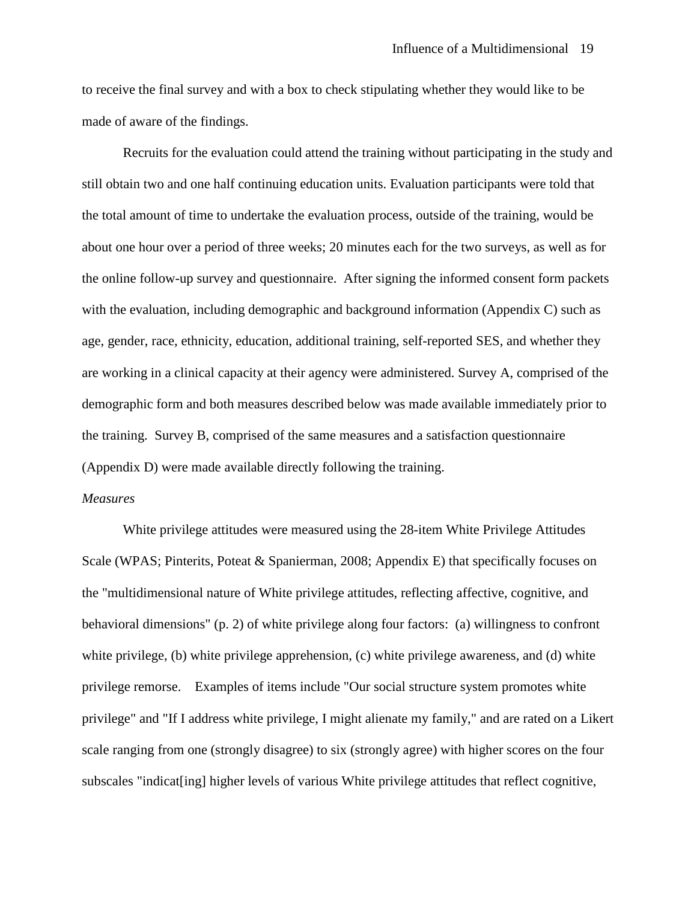to receive the final survey and with a box to check stipulating whether they would like to be made of aware of the findings.

Recruits for the evaluation could attend the training without participating in the study and still obtain two and one half continuing education units. Evaluation participants were told that the total amount of time to undertake the evaluation process, outside of the training, would be about one hour over a period of three weeks; 20 minutes each for the two surveys, as well as for the online follow-up survey and questionnaire. After signing the informed consent form packets with the evaluation, including demographic and background information (Appendix C) such as age, gender, race, ethnicity, education, additional training, self-reported SES, and whether they are working in a clinical capacity at their agency were administered. Survey A, comprised of the demographic form and both measures described below was made available immediately prior to the training. Survey B, comprised of the same measures and a satisfaction questionnaire (Appendix D) were made available directly following the training.

*Measures*

White privilege attitudes were measured using the 28-item White Privilege Attitudes Scale (WPAS; Pinterits, Poteat & Spanierman, 2008; Appendix E) that specifically focuses on the "multidimensional nature of White privilege attitudes, reflecting affective, cognitive, and behavioral dimensions" (p. 2) of white privilege along four factors: (a) willingness to confront white privilege, (b) white privilege apprehension, (c) white privilege awareness, and (d) white privilege remorse. Examples of items include "Our social structure system promotes white privilege" and "If I address white privilege, I might alienate my family," and are rated on a Likert scale ranging from one (strongly disagree) to six (strongly agree) with higher scores on the four subscales "indicat[ing] higher levels of various White privilege attitudes that reflect cognitive,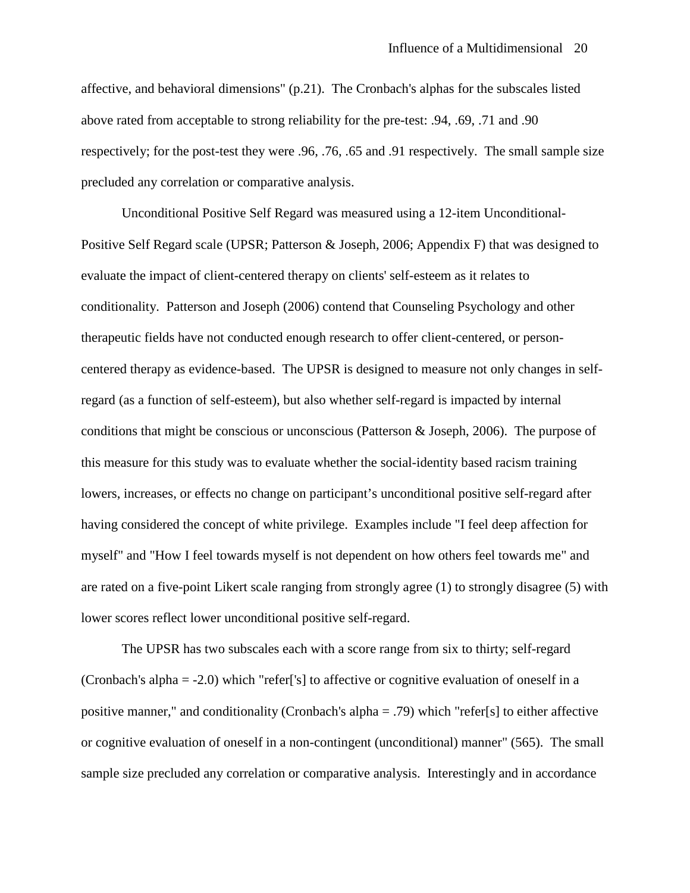affective, and behavioral dimensions" (p.21). The Cronbach's alphas for the subscales listed above rated from acceptable to strong reliability for the pre-test: .94, .69, .71 and .90 respectively; for the post-test they were .96, .76, .65 and .91 respectively. The small sample size precluded any correlation or comparative analysis.

Unconditional Positive Self Regard was measured using a 12-item Unconditional-Positive Self Regard scale (UPSR; Patterson & Joseph, 2006; Appendix F) that was designed to evaluate the impact of client-centered therapy on clients' self-esteem as it relates to conditionality. Patterson and Joseph (2006) contend that Counseling Psychology and other therapeutic fields have not conducted enough research to offer client-centered, or person-centered therapy as evidence-based. The UPSR is designed to measure not only changes in self-regard (as a function of self-esteem), but also whether self-regard is impacted by internal conditions that might be conscious or unconscious (Patterson & Joseph, 2006). The purpose of this measure for this study was to evaluate whether the social-identity based racism training lowers, increases, or effects no change on participant's unconditional positive self-regard after having considered the concept of white privilege. Examples include "I feel deep affection for myself" and "How I feel towards myself is not dependent on how others feel towards me" and are rated on a five-point Likert scale ranging from strongly agree (1) to strongly disagree (5) with lower scores reflect lower unconditional positive self-regard.

The UPSR has two subscales each with a score range from six to thirty; self-regard (Cronbach's alpha = -2.0) which "refer['s] to affective or cognitive evaluation of oneself in a positive manner," and conditionality (Cronbach's alpha = .79) which "refer[s] to either affective or cognitive evaluation of oneself in a non-contingent (unconditional) manner" (565). The small sample size precluded any correlation or comparative analysis. Interestingly and in accordance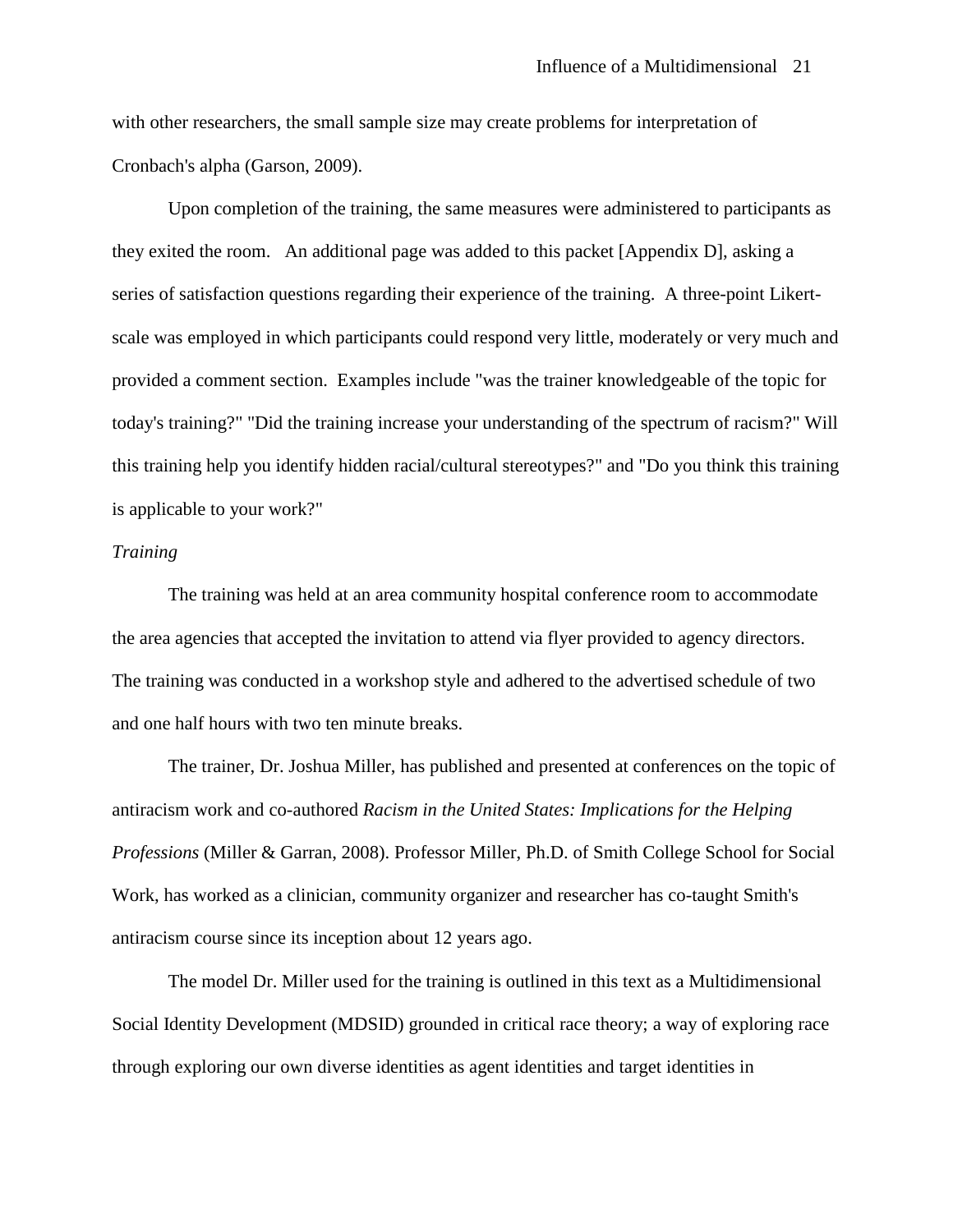with other researchers, the small sample size may create problems for interpretation of Cronbach's alpha (Garson, 2009).

Upon completion of the training, the same measures were administered to participants as they exited the room. An additional page was added to this packet [Appendix D], asking a series of satisfaction questions regarding their experience of the training. A three-point Likert-scale was employed in which participants could respond very little, moderately or very much and provided a comment section. Examples include "was the trainer knowledgeable of the topic for today's training?" "Did the training increase your understanding of the spectrum of racism?" Will this training help you identify hidden racial/cultural stereotypes?" and "Do you think this training is applicable to your work?"

*Training*

The training was held at an area community hospital conference room to accommodate the area agencies that accepted the invitation to attend via flyer provided to agency directors. The training was conducted in a workshop style and adhered to the advertised schedule of two and one half hours with two ten minute breaks.

The trainer, Dr. Joshua Miller, has published and presented at conferences on the topic of antiracism work and co-authored *Racism in the United States: Implications for the Helping Professions* (Miller & Garran, 2008). Professor Miller, Ph.D. of Smith College School for Social Work, has worked as a clinician, community organizer and researcher has co-taught Smith's antiracism course since its inception about 12 years ago.

The model Dr. Miller used for the training is outlined in this text as a Multidimensional Social Identity Development (MDSID) grounded in critical race theory; a way of exploring race through exploring our own diverse identities as agent identities and target identities in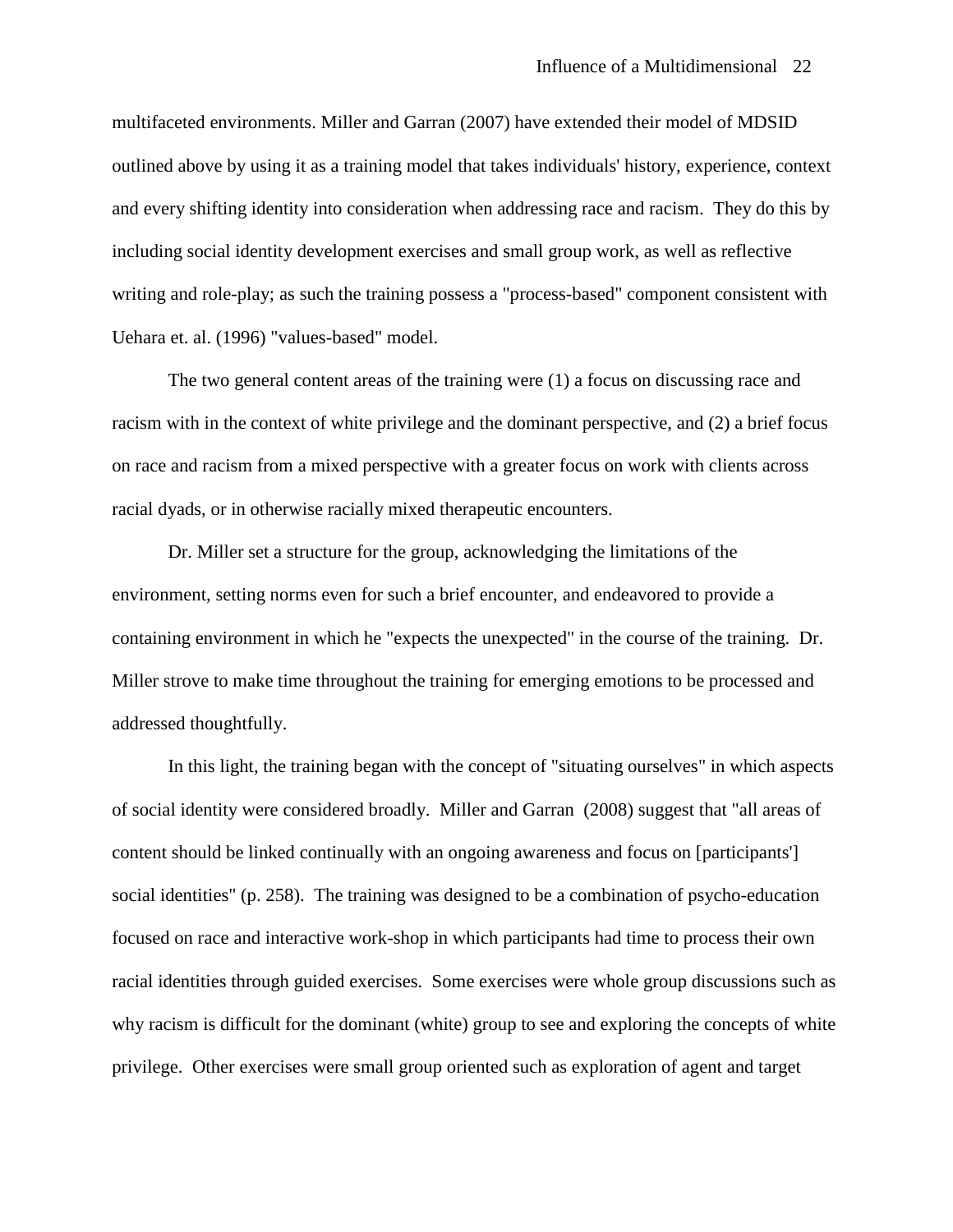multifaceted environments. Miller and Garran (2007) have extended their model of MDSID outlined above by using it as a training model that takes individuals' history, experience, context and every shifting identity into consideration when addressing race and racism. They do this by including social identity development exercises and small group work, as well as reflective writing and role-play; as such the training possess a "process-based" component consistent with Uehara et. al. (1996) "values-based" model.

The two general content areas of the training were (1) a focus on discussing race and racism with in the context of white privilege and the dominant perspective, and (2) a brief focus on race and racism from a mixed perspective with a greater focus on work with clients across racial dyads, or in otherwise racially mixed therapeutic encounters.

Dr. Miller set a structure for the group, acknowledging the limitations of the environment, setting norms even for such a brief encounter, and endeavored to provide a containing environment in which he "expects the unexpected" in the course of the training. Dr. Miller strove to make time throughout the training for emerging emotions to be processed and addressed thoughtfully.

In this light, the training began with the concept of "situating ourselves" in which aspects of social identity were considered broadly. Miller and Garran (2008) suggest that "all areas of content should be linked continually with an ongoing awareness and focus on [participants'] social identities" (p. 258). The training was designed to be a combination of psycho-education focused on race and interactive work-shop in which participants had time to process their own racial identities through guided exercises. Some exercises were whole group discussions such as why racism is difficult for the dominant (white) group to see and exploring the concepts of white privilege. Other exercises were small group oriented such as exploration of agent and target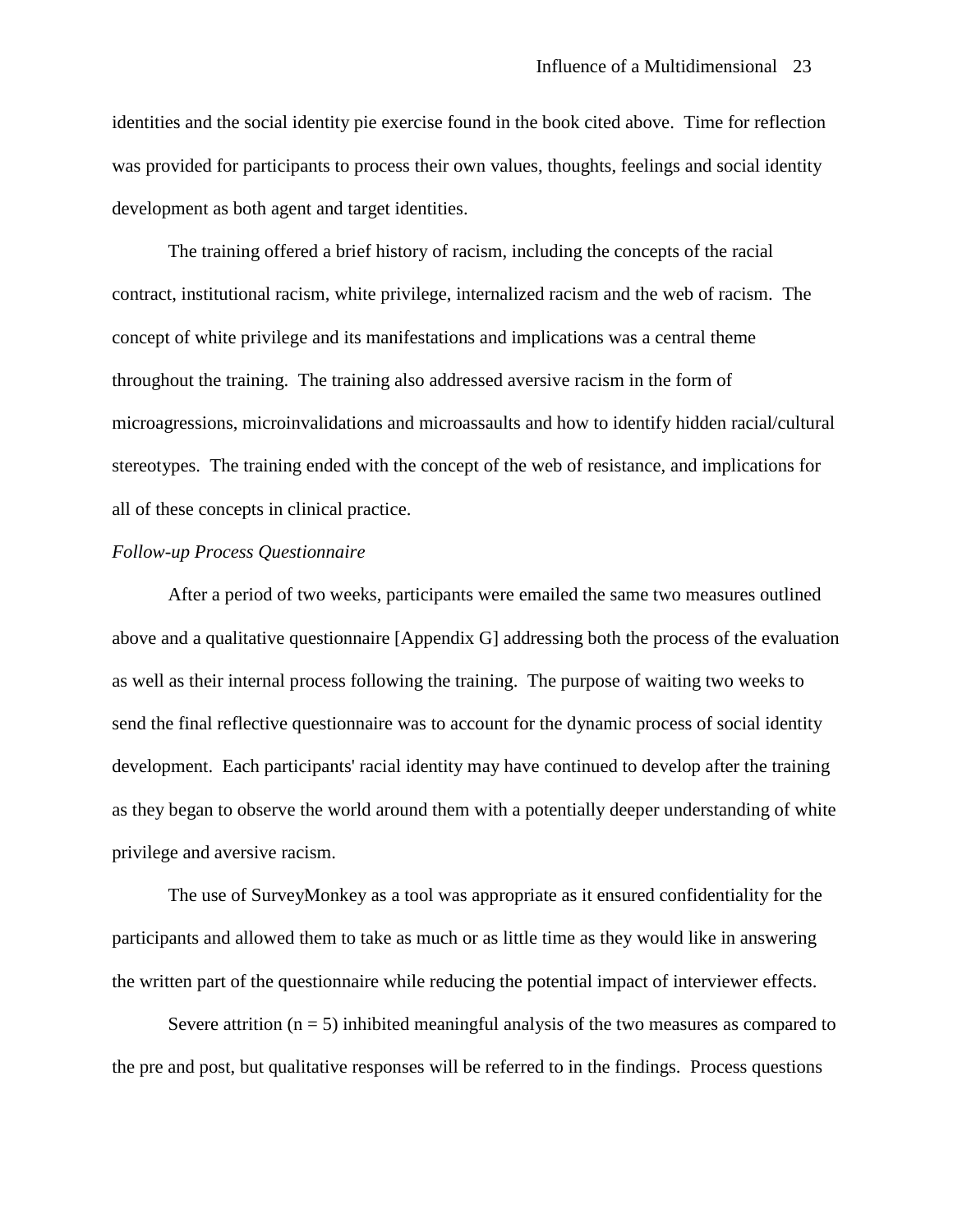identities and the social identity pie exercise found in the book cited above. Time for reflection was provided for participants to process their own values, thoughts, feelings and social identity development as both agent and target identities.

The training offered a brief history of racism, including the concepts of the racial contract, institutional racism, white privilege, internalized racism and the web of racism. The concept of white privilege and its manifestations and implications was a central theme throughout the training. The training also addressed aversive racism in the form of microagressions, microinvalidations and microassaults and how to identify hidden racial/cultural stereotypes. The training ended with the concept of the web of resistance, and implications for all of these concepts in clinical practice.

*Follow-up Process Questionnaire*

After a period of two weeks, participants were emailed the same two measures outlined above and a qualitative questionnaire [Appendix G] addressing both the process of the evaluation as well as their internal process following the training. The purpose of waiting two weeks to send the final reflective questionnaire was to account for the dynamic process of social identity development. Each participants' racial identity may have continued to develop after the training as they began to observe the world around them with a potentially deeper understanding of white privilege and aversive racism.

The use of SurveyMonkey as a tool was appropriate as it ensured confidentiality for the participants and allowed them to take as much or as little time as they would like in answering the written part of the questionnaire while reducing the potential impact of interviewer effects.

Severe attrition ($n = 5$) inhibited meaningful analysis of the two measures as compared to the pre and post, but qualitative responses will be referred to in the findings. Process questions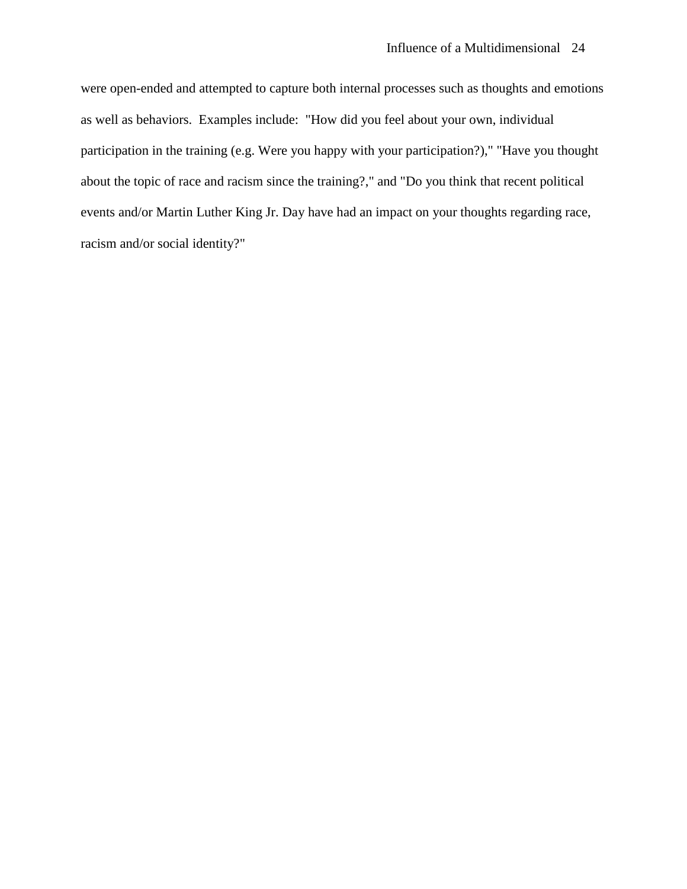were open-ended and attempted to capture both internal processes such as thoughts and emotions as well as behaviors. Examples include: "How did you feel about your own, individual participation in the training (e.g. Were you happy with your participation?)," "Have you thought about the topic of race and racism since the training?," and "Do you think that recent political events and/or Martin Luther King Jr. Day have had an impact on your thoughts regarding race, racism and/or social identity?"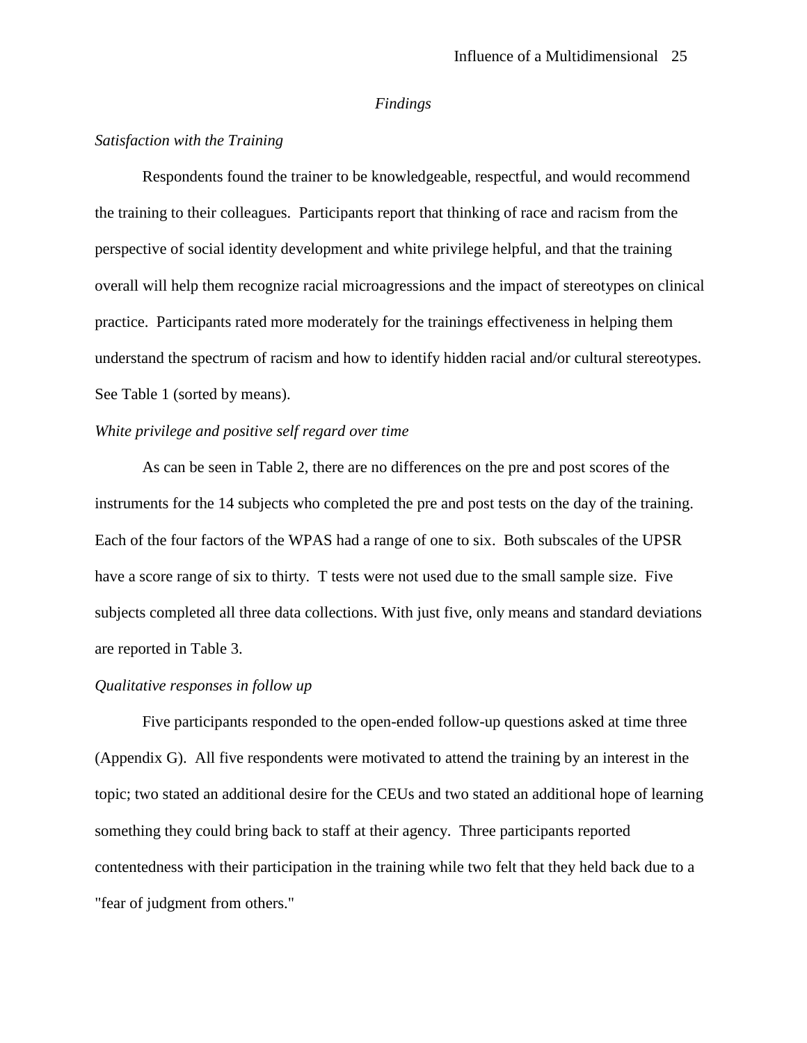*Findings*

*Satisfaction with the Training*

Respondents found the trainer to be knowledgeable, respectful, and would recommend the training to their colleagues. Participants report that thinking of race and racism from the perspective of social identity development and white privilege helpful, and that the training overall will help them recognize racial microagressions and the impact of stereotypes on clinical practice. Participants rated more moderately for the trainings effectiveness in helping them understand the spectrum of racism and how to identify hidden racial and/or cultural stereotypes. See Table 1 (sorted by means).

*White privilege and positive self regard over time*

As can be seen in Table 2, there are no differences on the pre and post scores of the instruments for the 14 subjects who completed the pre and post tests on the day of the training. Each of the four factors of the WPAS had a range of one to six. Both subscales of the UPSR have a score range of six to thirty. T tests were not used due to the small sample size. Five subjects completed all three data collections. With just five, only means and standard deviations are reported in Table 3.

*Qualitative responses in follow up*

Five participants responded to the open-ended follow-up questions asked at time three (Appendix G). All five respondents were motivated to attend the training by an interest in the topic; two stated an additional desire for the CEUs and two stated an additional hope of learning something they could bring back to staff at their agency. Three participants reported contentedness with their participation in the training while two felt that they held back due to a "fear of judgment from others."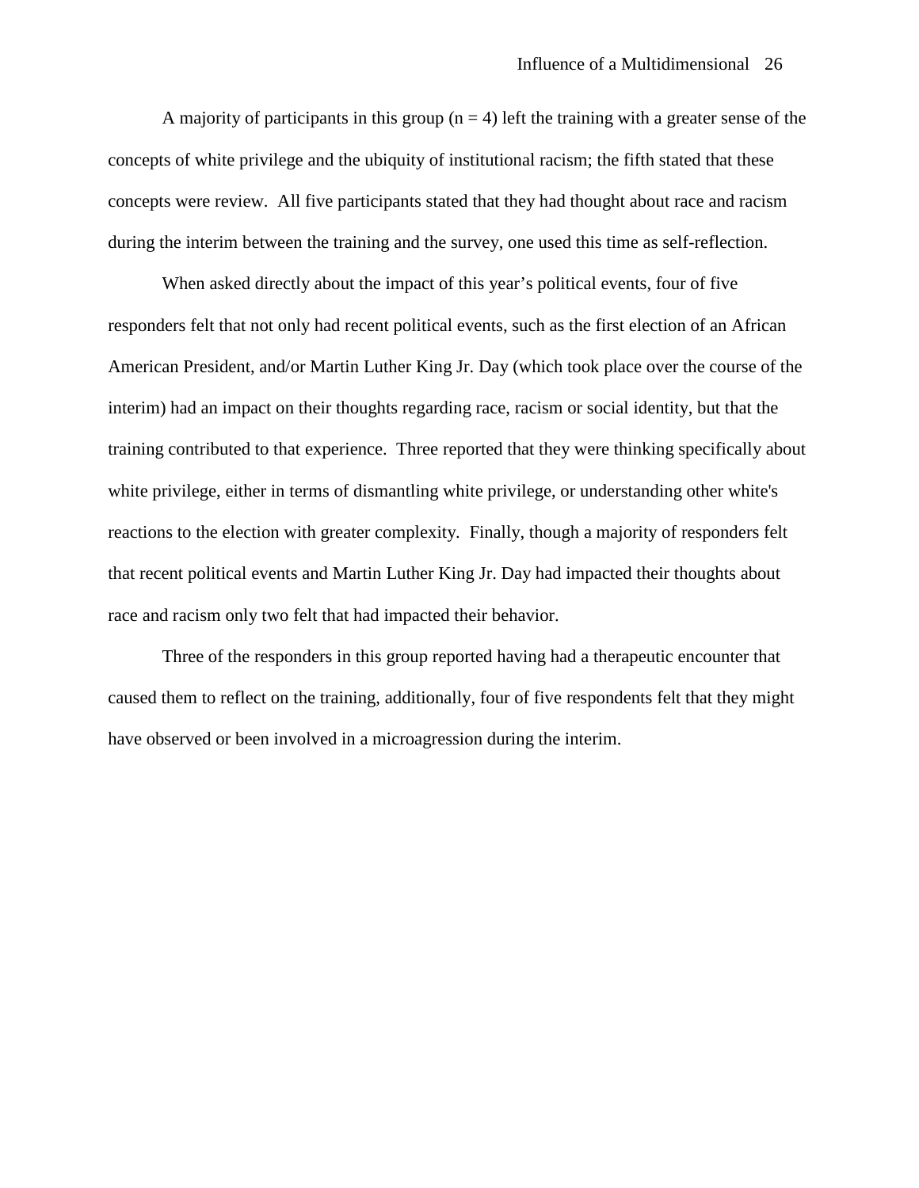A majority of participants in this group ($n = 4$) left the training with a greater sense of the concepts of white privilege and the ubiquity of institutional racism; the fifth stated that these concepts were review. All five participants stated that they had thought about race and racism during the interim between the training and the survey, one used this time as self-reflection.

When asked directly about the impact of this year's political events, four of five responders felt that not only had recent political events, such as the first election of an African American President, and/or Martin Luther King Jr. Day (which took place over the course of the interim) had an impact on their thoughts regarding race, racism or social identity, but that the training contributed to that experience. Three reported that they were thinking specifically about white privilege, either in terms of dismantling white privilege, or understanding other white's reactions to the election with greater complexity. Finally, though a majority of responders felt that recent political events and Martin Luther King Jr. Day had impacted their thoughts about race and racism only two felt that had impacted their behavior.

Three of the responders in this group reported having had a therapeutic encounter that caused them to reflect on the training, additionally, four of five respondents felt that they might have observed or been involved in a microagression during the interim.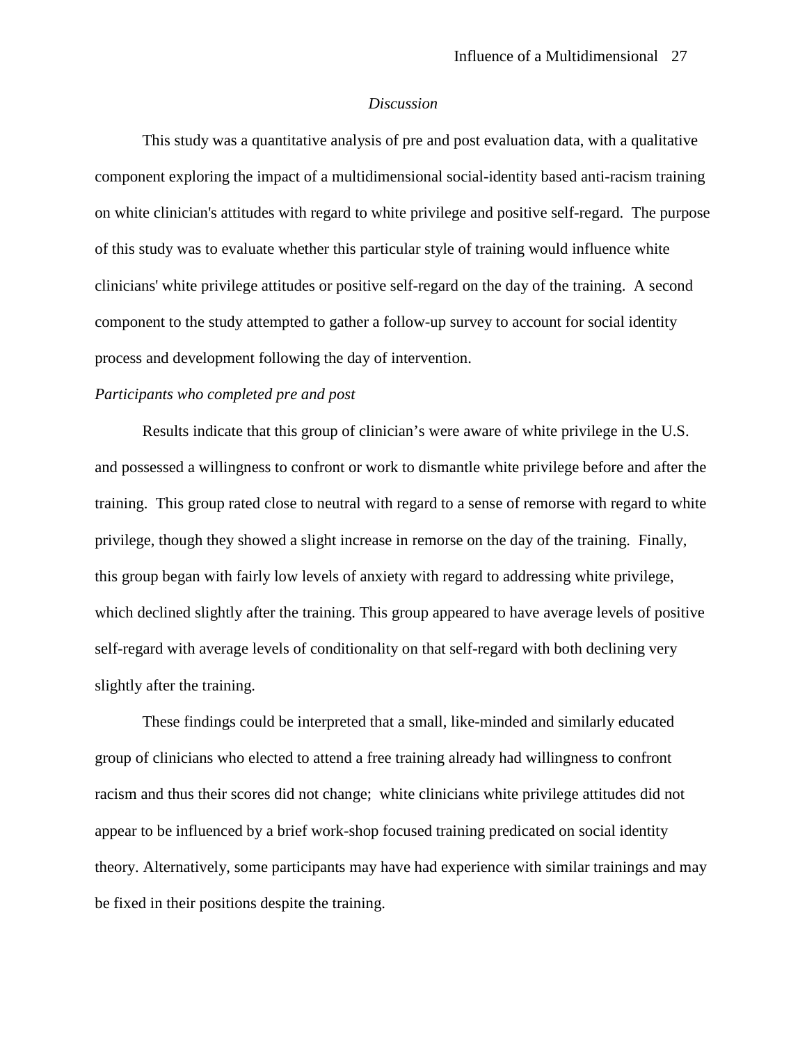## *Discussion*

This study was a quantitative analysis of pre and post evaluation data, with a qualitative component exploring the impact of a multidimensional social-identity based anti-racism training on white clinician's attitudes with regard to white privilege and positive self-regard. The purpose of this study was to evaluate whether this particular style of training would influence white clinicians' white privilege attitudes or positive self-regard on the day of the training. A second component to the study attempted to gather a follow-up survey to account for social identity process and development following the day of intervention.

### *Participants who completed pre and post*

Results indicate that this group of clinician's were aware of white privilege in the U.S. and possessed a willingness to confront or work to dismantle white privilege before and after the training. This group rated close to neutral with regard to a sense of remorse with regard to white privilege, though they showed a slight increase in remorse on the day of the training. Finally, this group began with fairly low levels of anxiety with regard to addressing white privilege, which declined slightly after the training. This group appeared to have average levels of positive self-regard with average levels of conditionality on that self-regard with both declining very slightly after the training.

These findings could be interpreted that a small, like-minded and similarly educated group of clinicians who elected to attend a free training already had willingness to confront racism and thus their scores did not change; white clinicians white privilege attitudes did not appear to be influenced by a brief work-shop focused training predicated on social identity theory. Alternatively, some participants may have had experience with similar trainings and may be fixed in their positions despite the training.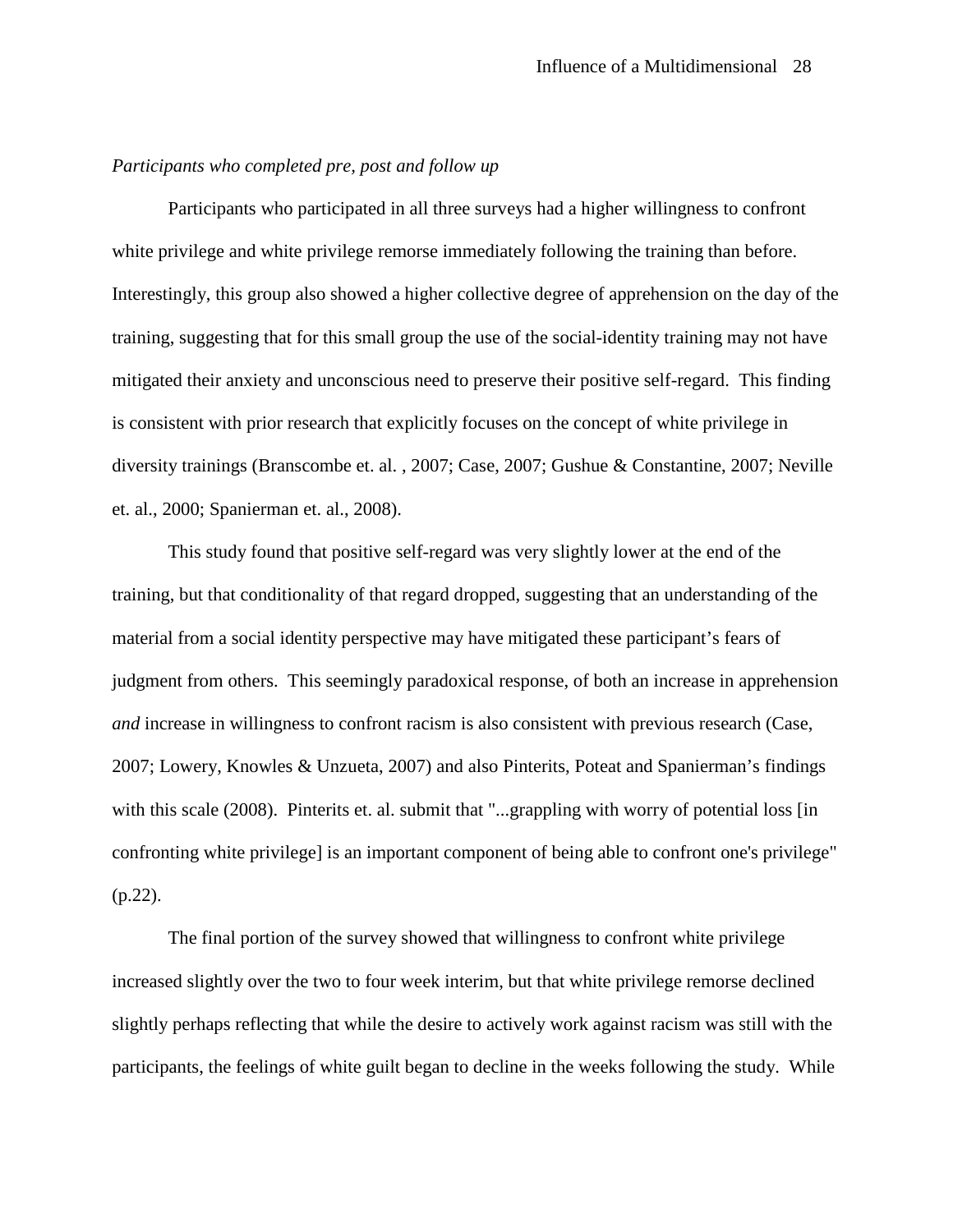*Participants who completed pre, post and follow up*

Participants who participated in all three surveys had a higher willingness to confront white privilege and white privilege remorse immediately following the training than before. Interestingly, this group also showed a higher collective degree of apprehension on the day of the training, suggesting that for this small group the use of the social-identity training may not have mitigated their anxiety and unconscious need to preserve their positive self-regard. This finding is consistent with prior research that explicitly focuses on the concept of white privilege in diversity trainings (Branscombe et. al. , 2007; Case, 2007; Gushue & Constantine, 2007; Neville et. al., 2000; Spanierman et. al., 2008).

This study found that positive self-regard was very slightly lower at the end of the training, but that conditionality of that regard dropped, suggesting that an understanding of the material from a social identity perspective may have mitigated these participant's fears of judgment from others. This seemingly paradoxical response, of both an increase in apprehension *and* increase in willingness to confront racism is also consistent with previous research (Case, 2007; Lowery, Knowles & Unzueta, 2007) and also Pinterits, Poteat and Spanierman's findings with this scale (2008). Pinterits et. al. submit that "...grappling with worry of potential loss [in confronting white privilege] is an important component of being able to confront one's privilege" (p.22).

The final portion of the survey showed that willingness to confront white privilege increased slightly over the two to four week interim, but that white privilege remorse declined slightly perhaps reflecting that while the desire to actively work against racism was still with the participants, the feelings of white guilt began to decline in the weeks following the study. While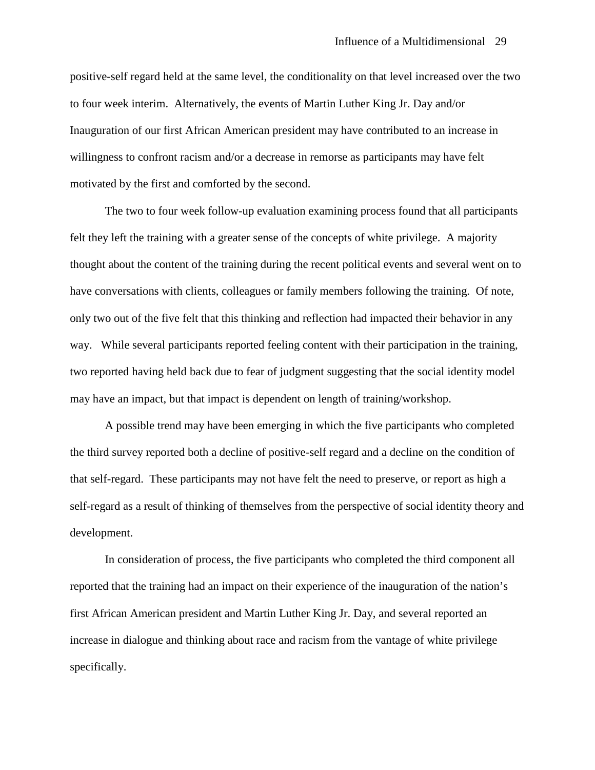positive-self regard held at the same level, the conditionality on that level increased over the two to four week interim. Alternatively, the events of Martin Luther King Jr. Day and/or Inauguration of our first African American president may have contributed to an increase in willingness to confront racism and/or a decrease in remorse as participants may have felt motivated by the first and comforted by the second.

The two to four week follow-up evaluation examining process found that all participants felt they left the training with a greater sense of the concepts of white privilege. A majority thought about the content of the training during the recent political events and several went on to have conversations with clients, colleagues or family members following the training. Of note, only two out of the five felt that this thinking and reflection had impacted their behavior in any way. While several participants reported feeling content with their participation in the training, two reported having held back due to fear of judgment suggesting that the social identity model may have an impact, but that impact is dependent on length of training/workshop.

A possible trend may have been emerging in which the five participants who completed the third survey reported both a decline of positive-self regard and a decline on the condition of that self-regard. These participants may not have felt the need to preserve, or report as high a self-regard as a result of thinking of themselves from the perspective of social identity theory and development.

In consideration of process, the five participants who completed the third component all reported that the training had an impact on their experience of the inauguration of the nation's first African American president and Martin Luther King Jr. Day, and several reported an increase in dialogue and thinking about race and racism from the vantage of white privilege specifically.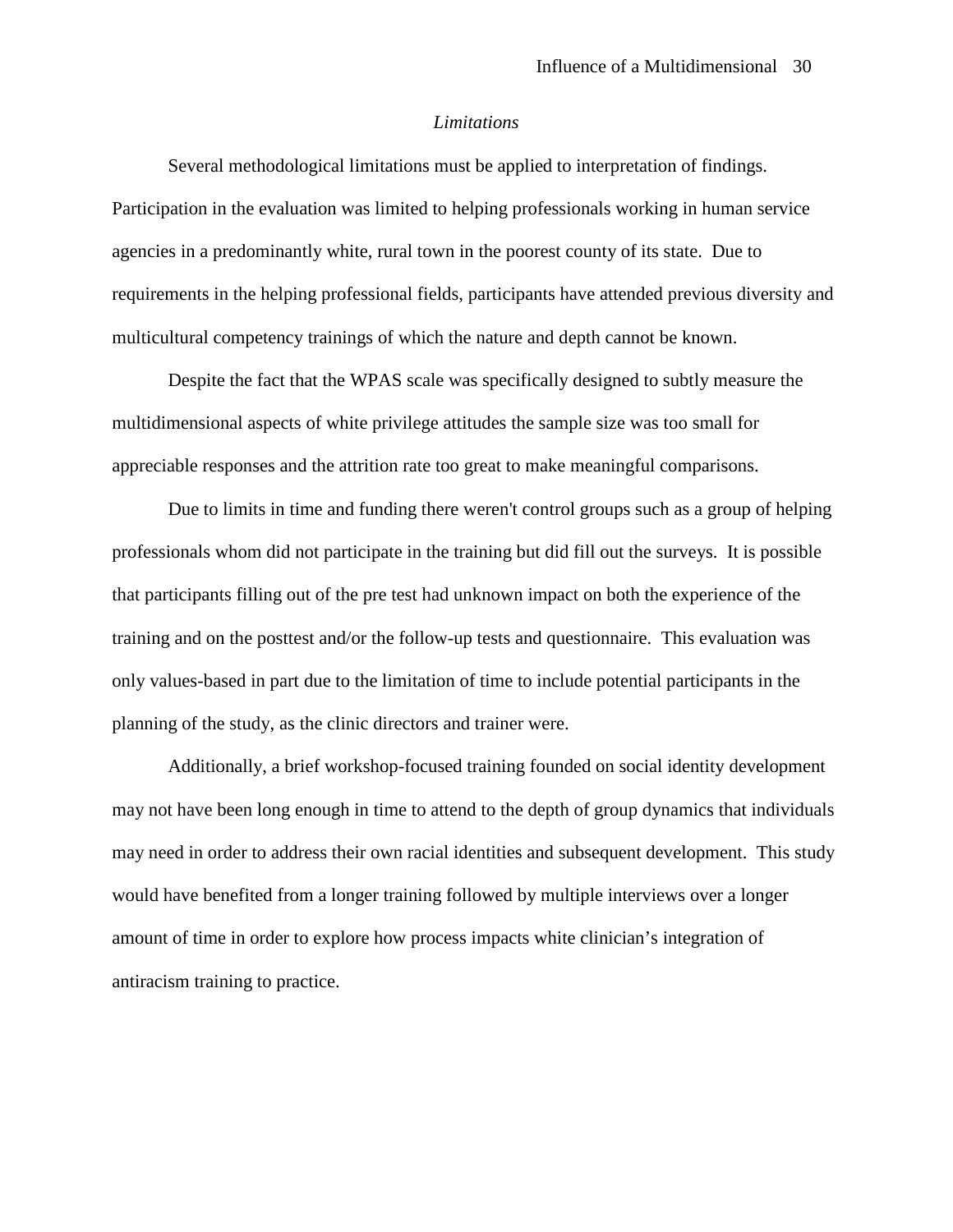*Limitations*

Several methodological limitations must be applied to interpretation of findings. Participation in the evaluation was limited to helping professionals working in human service agencies in a predominantly white, rural town in the poorest county of its state. Due to requirements in the helping professional fields, participants have attended previous diversity and multicultural competency trainings of which the nature and depth cannot be known.

Despite the fact that the WPAS scale was specifically designed to subtly measure the multidimensional aspects of white privilege attitudes the sample size was too small for appreciable responses and the attrition rate too great to make meaningful comparisons.

Due to limits in time and funding there weren't control groups such as a group of helping professionals whom did not participate in the training but did fill out the surveys. It is possible that participants filling out of the pre test had unknown impact on both the experience of the training and on the posttest and/or the follow-up tests and questionnaire. This evaluation was only values-based in part due to the limitation of time to include potential participants in the planning of the study, as the clinic directors and trainer were.

Additionally, a brief workshop-focused training founded on social identity development may not have been long enough in time to attend to the depth of group dynamics that individuals may need in order to address their own racial identities and subsequent development. This study would have benefited from a longer training followed by multiple interviews over a longer amount of time in order to explore how process impacts white clinician's integration of antiracism training to practice.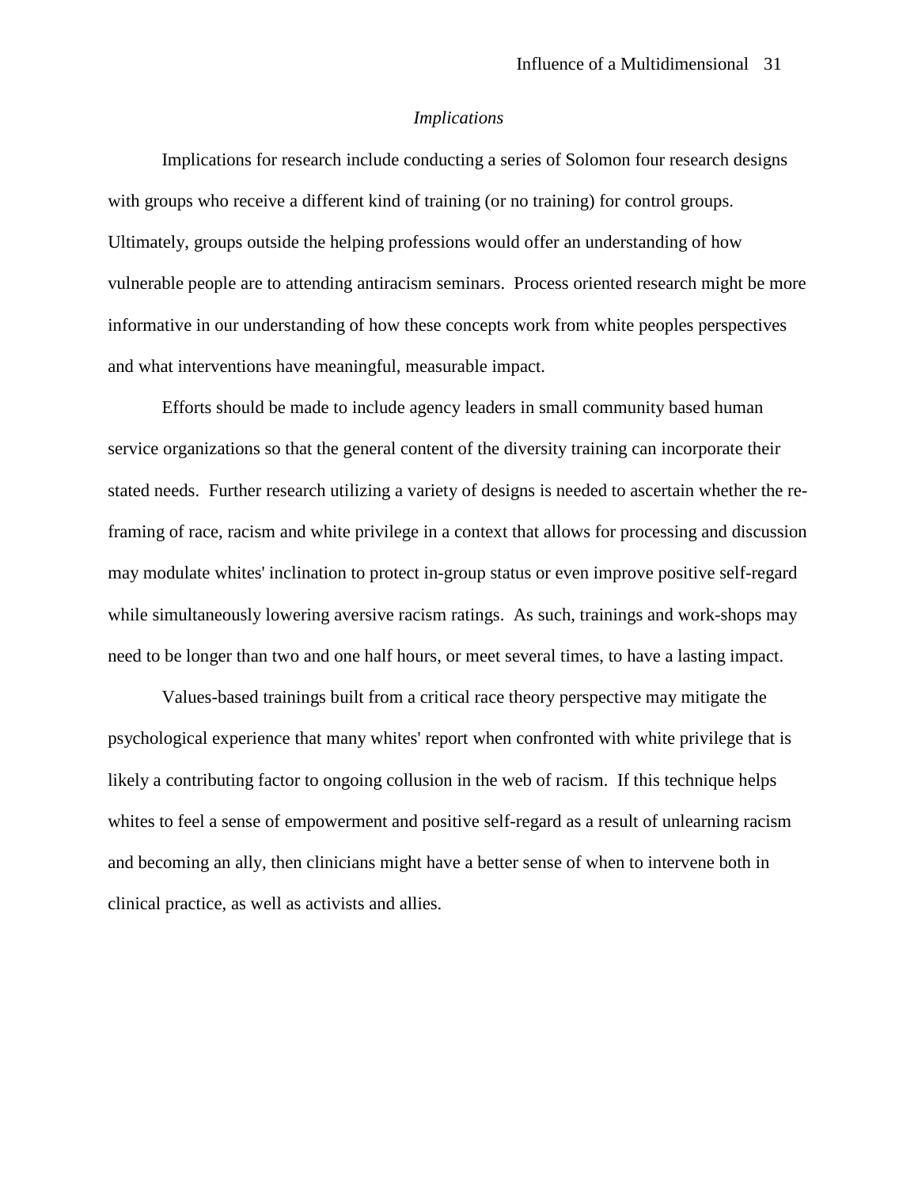*Implications*

Implications for research include conducting a series of Solomon four research designs with groups who receive a different kind of training (or no training) for control groups. Ultimately, groups outside the helping professions would offer an understanding of how vulnerable people are to attending antiracism seminars. Process oriented research might be more informative in our understanding of how these concepts work from white peoples perspectives and what interventions have meaningful, measurable impact.

Efforts should be made to include agency leaders in small community based human service organizations so that the general content of the diversity training can incorporate their stated needs. Further research utilizing a variety of designs is needed to ascertain whether the re-framing of race, racism and white privilege in a context that allows for processing and discussion may modulate whites' inclination to protect in-group status or even improve positive self-regard while simultaneously lowering aversive racism ratings. As such, trainings and work-shops may need to be longer than two and one half hours, or meet several times, to have a lasting impact.

Values-based trainings built from a critical race theory perspective may mitigate the psychological experience that many whites' report when confronted with white privilege that is likely a contributing factor to ongoing collusion in the web of racism. If this technique helps whites to feel a sense of empowerment and positive self-regard as a result of unlearning racism and becoming an ally, then clinicians might have a better sense of when to intervene both in clinical practice, as well as activists and allies.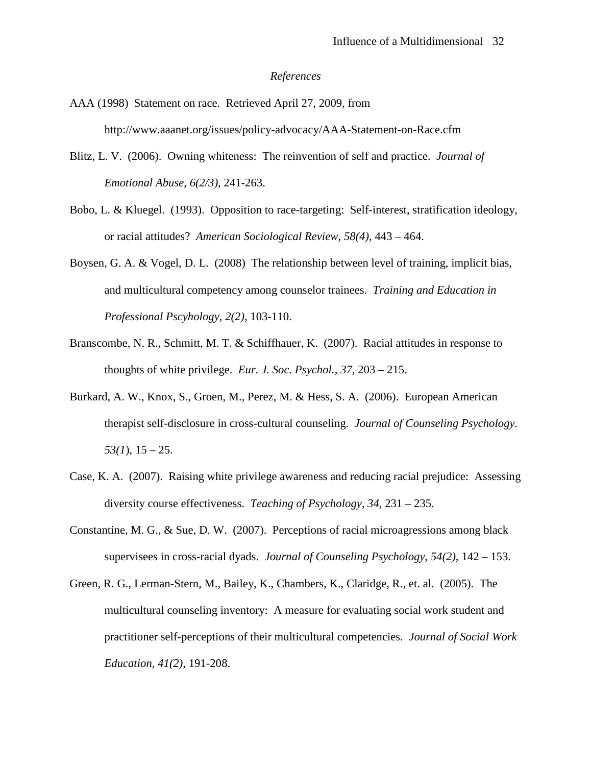*References*

AAA (1998) Statement on race. Retrieved April 27, 2009, from http://www.aaanet.org/issues/policy-advocacy/AAA-Statement-on-Race.cfm

Blitz, L. V. (2006). Owning whiteness: The reinvention of self and practice. *Journal of Emotional Abuse, 6(2/3)*, 241-263.

Bobo, L. & Kluegel. (1993). Opposition to race-targeting: Self-interest, stratification ideology, or racial attitudes? *American Sociological Review, 58(4)*, 443 – 464.

Boysen, G. A. & Vogel, D. L. (2008) The relationship between level of training, implicit bias, and multicultural competency among counselor trainees. *Training and Education in Professional Pscyhology, 2(2)*, 103-110.

Branscombe, N. R., Schmitt, M. T. & Schiffhauer, K. (2007). Racial attitudes in response to thoughts of white privilege. *Eur. J. Soc. Psychol., 37*, 203 – 215.

Burkard, A. W., Knox, S., Groen, M., Perez, M. & Hess, S. A. (2006). European American therapist self-disclosure in cross-cultural counseling. *Journal of Counseling Psychology. 53(1)*, 15 – 25.

Case, K. A. (2007). Raising white privilege awareness and reducing racial prejudice: Assessing diversity course effectiveness. *Teaching of Psychology, 34*, 231 – 235.

Constantine, M. G., & Sue, D. W. (2007). Perceptions of racial microagressions among black supervisees in cross-racial dyads. *Journal of Counseling Psychology, 54(2),* 142 – 153.

Green, R. G., Lerman-Stern, M., Bailey, K., Chambers, K., Claridge, R., et. al. (2005). The multicultural counseling inventory: A measure for evaluating social work student and practitioner self-perceptions of their multicultural competencies. *Journal of Social Work Education, 41(2)*, 191-208.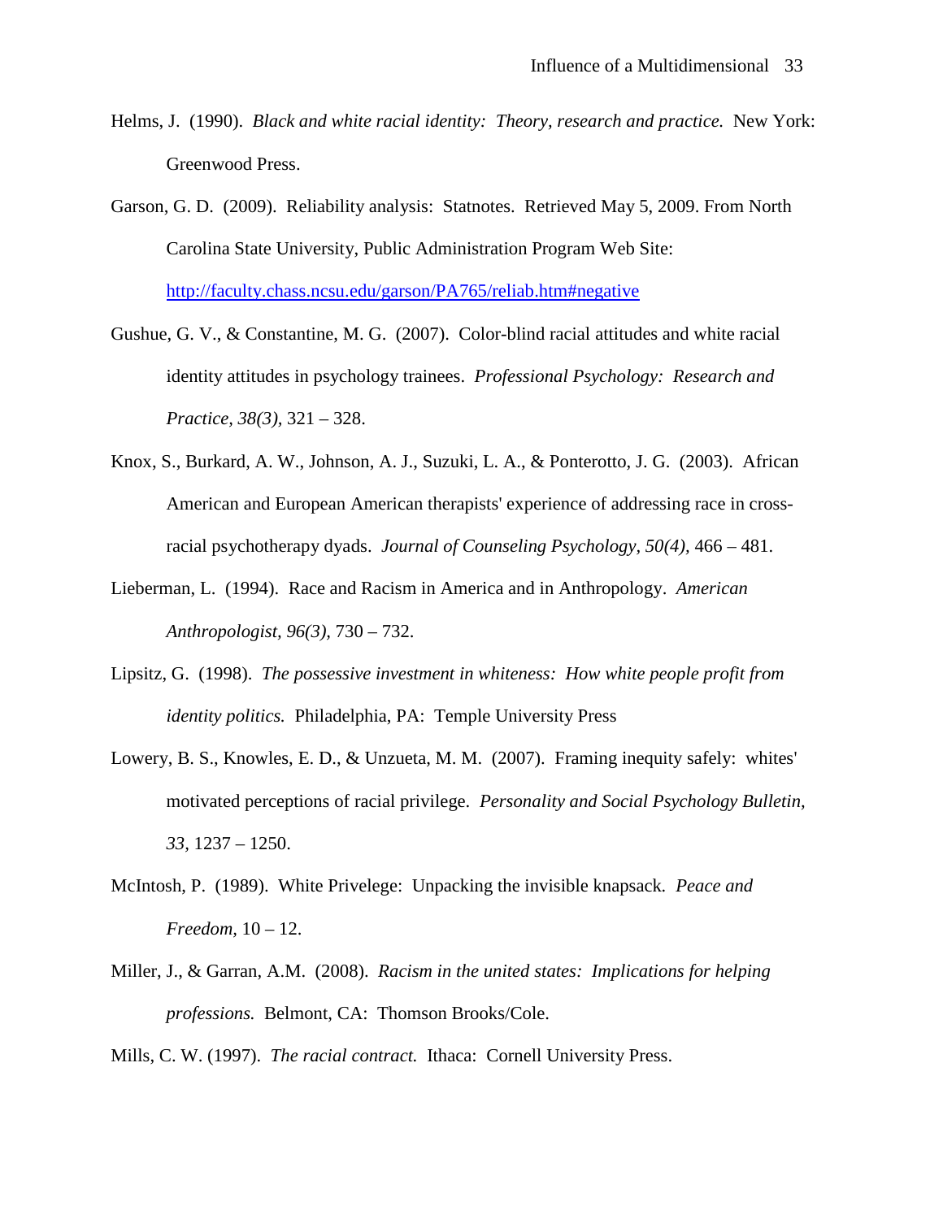Helms, J. (1990). *Black and white racial identity: Theory, research and practice.* New York: Greenwood Press.

Garson, G. D. (2009). Reliability analysis: Statnotes. Retrieved May 5, 2009. From North Carolina State University, Public Administration Program Web Site: http://faculty.chass.ncsu.edu/garson/PA765/reliab.htm#negative

Gushue, G. V., & Constantine, M. G. (2007). Color-blind racial attitudes and white racial identity attitudes in psychology trainees. *Professional Psychology: Research and Practice, 38(3),* 321 – 328.

Knox, S., Burkard, A. W., Johnson, A. J., Suzuki, L. A., & Ponterotto, J. G. (2003). African American and European American therapists' experience of addressing race in cross-racial psychotherapy dyads. *Journal of Counseling Psychology, 50(4),* 466 – 481.

Lieberman, L. (1994). Race and Racism in America and in Anthropology. *American Anthropologist, 96(3),* 730 – 732.

Lipsitz, G. (1998). *The possessive investment in whiteness: How white people profit from identity politics.* Philadelphia, PA: Temple University Press

Lowery, B. S., Knowles, E. D., & Unzueta, M. M. (2007). Framing inequity safely: whites' motivated perceptions of racial privilege. *Personality and Social Psychology Bulletin, 33,* 1237 – 1250.

McIntosh, P. (1989). White Privelege: Unpacking the invisible knapsack*. Peace and Freedom,* 10 – 12.

Miller, J., & Garran, A.M. (2008). *Racism in the united states: Implications for helping professions.* Belmont, CA: Thomson Brooks/Cole.

Mills, C. W. (1997). *The racial contract.* Ithaca: Cornell University Press.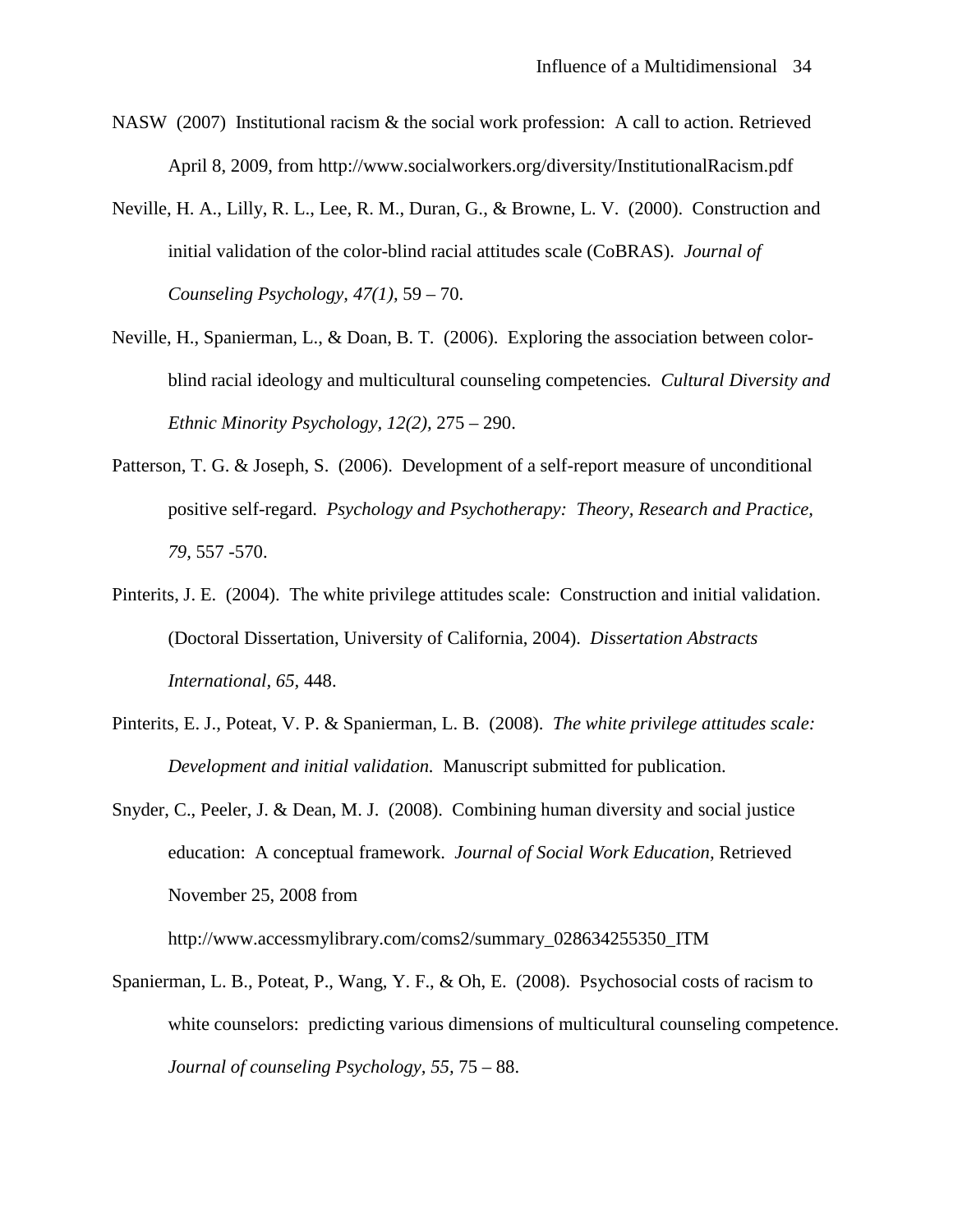NASW (2007) Institutional racism & the social work profession: A call to action. Retrieved April 8, 2009, from http://www.socialworkers.org/diversity/InstitutionalRacism.pdf

Neville, H. A., Lilly, R. L., Lee, R. M., Duran, G., & Browne, L. V. (2000). Construction and initial validation of the color-blind racial attitudes scale (CoBRAS). *Journal of Counseling Psychology, 47(1),* 59 – 70.

Neville, H., Spanierman, L., & Doan, B. T. (2006). Exploring the association between color-blind racial ideology and multicultural counseling competencies. *Cultural Diversity and Ethnic Minority Psychology, 12(2),* 275 – 290.

Patterson, T. G. & Joseph, S. (2006). Development of a self-report measure of unconditional positive self-regard. *Psychology and Psychotherapy: Theory, Research and Practice, 79,* 557 -570.

Pinterits, J. E. (2004). The white privilege attitudes scale: Construction and initial validation. (Doctoral Dissertation, University of California, 2004). *Dissertation Abstracts International, 65,* 448.

Pinterits, E. J., Poteat, V. P. & Spanierman, L. B. (2008). *The white privilege attitudes scale: Development and initial validation.* Manuscript submitted for publication.

Snyder, C., Peeler, J. & Dean, M. J. (2008). Combining human diversity and social justice education: A conceptual framework. *Journal of Social Work Education,* Retrieved November 25, 2008 from

http://www.accessmylibrary.com/coms2/summary_028634255350_ITM

Spanierman, L. B., Poteat, P., Wang, Y. F., & Oh, E. (2008). Psychosocial costs of racism to white counselors: predicting various dimensions of multicultural counseling competence. *Journal of counseling Psychology, 55,* 75 – 88.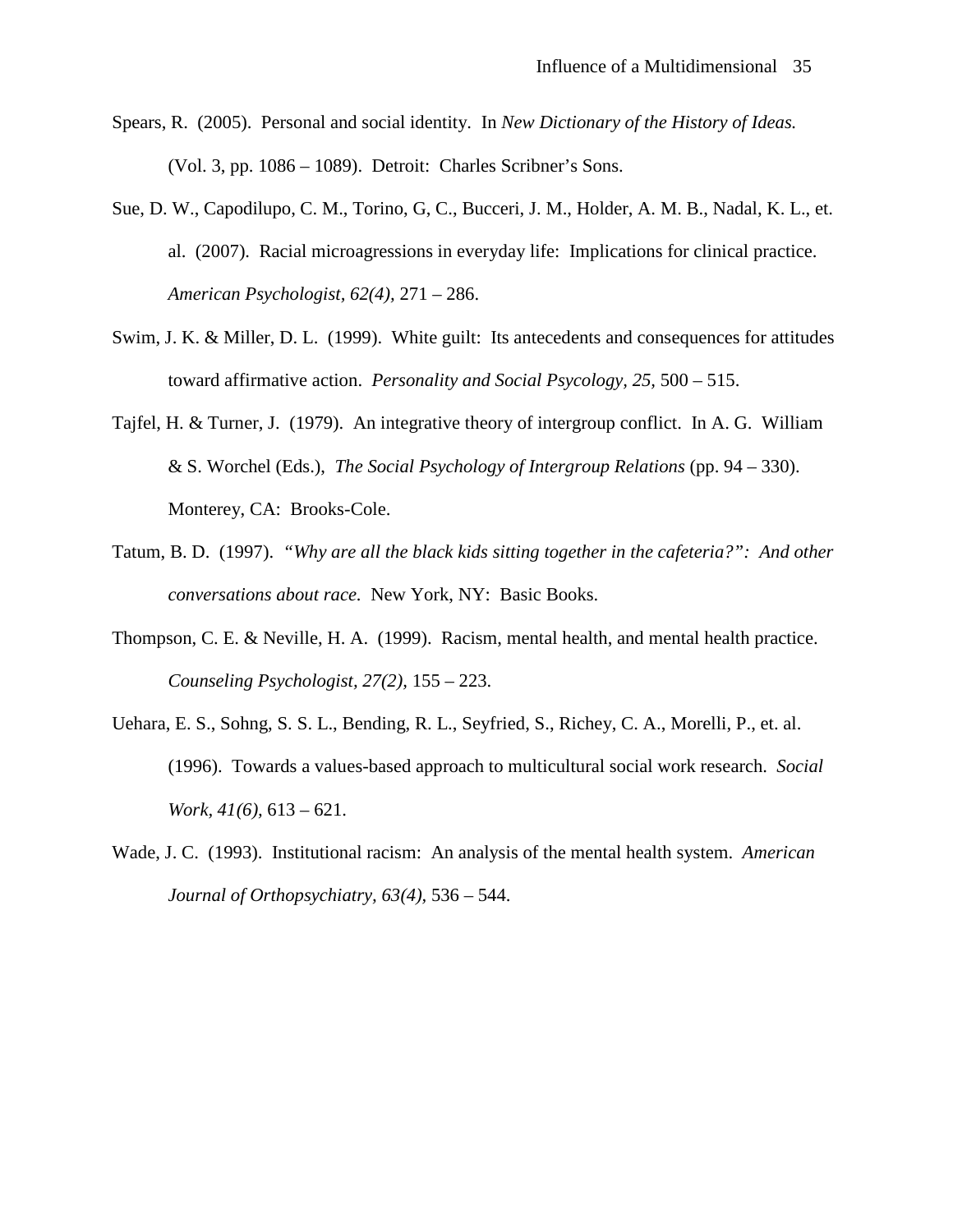Spears, R. (2005). Personal and social identity. In *New Dictionary of the History of Ideas.* (Vol. 3, pp. 1086 – 1089). Detroit: Charles Scribner's Sons.

Sue, D. W., Capodilupo, C. M., Torino, G, C., Bucceri, J. M., Holder, A. M. B., Nadal, K. L., et. al. (2007). Racial microagressions in everyday life: Implications for clinical practice. *American Psychologist, 62(4),* 271 – 286.

Swim, J. K. & Miller, D. L. (1999). White guilt: Its antecedents and consequences for attitudes toward affirmative action. *Personality and Social Psycology, 25,* 500 – 515.

Tajfel, H. & Turner, J. (1979). An integrative theory of intergroup conflict. In A. G. William & S. Worchel (Eds.), *The Social Psychology of Intergroup Relations* (pp. 94 – 330). Monterey, CA: Brooks-Cole.

Tatum, B. D. (1997). *"Why are all the black kids sitting together in the cafeteria?": And other conversations about race.* New York, NY: Basic Books.

Thompson, C. E. & Neville, H. A. (1999). Racism, mental health, and mental health practice. *Counseling Psychologist, 27(2),* 155 – 223.

Uehara, E. S., Sohng, S. S. L., Bending, R. L., Seyfried, S., Richey, C. A., Morelli, P., et. al. (1996). Towards a values-based approach to multicultural social work research. *Social Work, 41(6),* 613 – 621.

Wade, J. C. (1993). Institutional racism: An analysis of the mental health system. *American Journal of Orthopsychiatry, 63(4),* 536 – 544.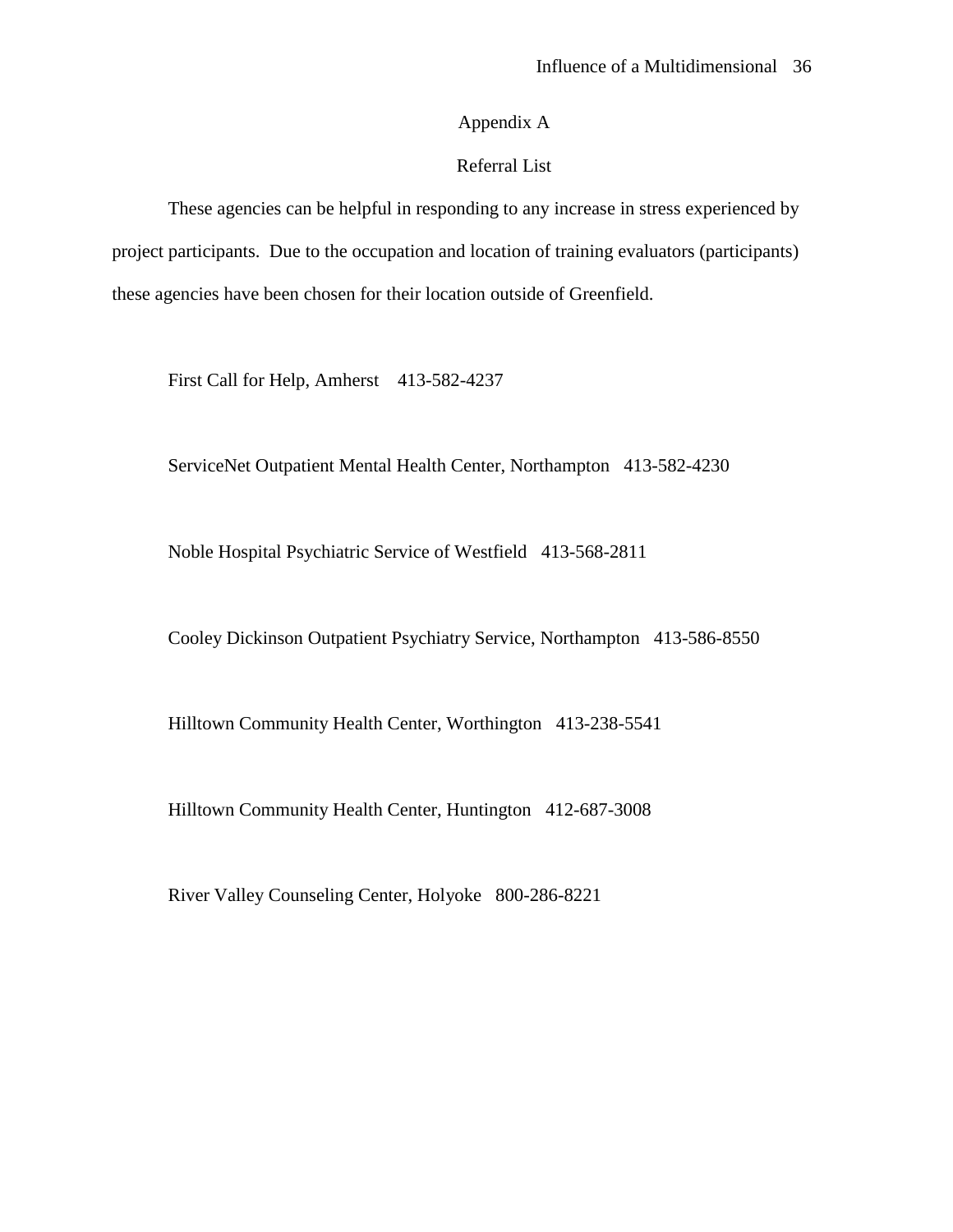# Appendix A

## Referral List

These agencies can be helpful in responding to any increase in stress experienced by project participants. Due to the occupation and location of training evaluators (participants) these agencies have been chosen for their location outside of Greenfield.

First Call for Help, Amherst 413-582-4237

ServiceNet Outpatient Mental Health Center, Northampton 413-582-4230

Noble Hospital Psychiatric Service of Westfield 413-568-2811

Cooley Dickinson Outpatient Psychiatry Service, Northampton 413-586-8550

Hilltown Community Health Center, Worthington 413-238-5541

Hilltown Community Health Center, Huntington 412-687-3008

River Valley Counseling Center, Holyoke 800-286-8221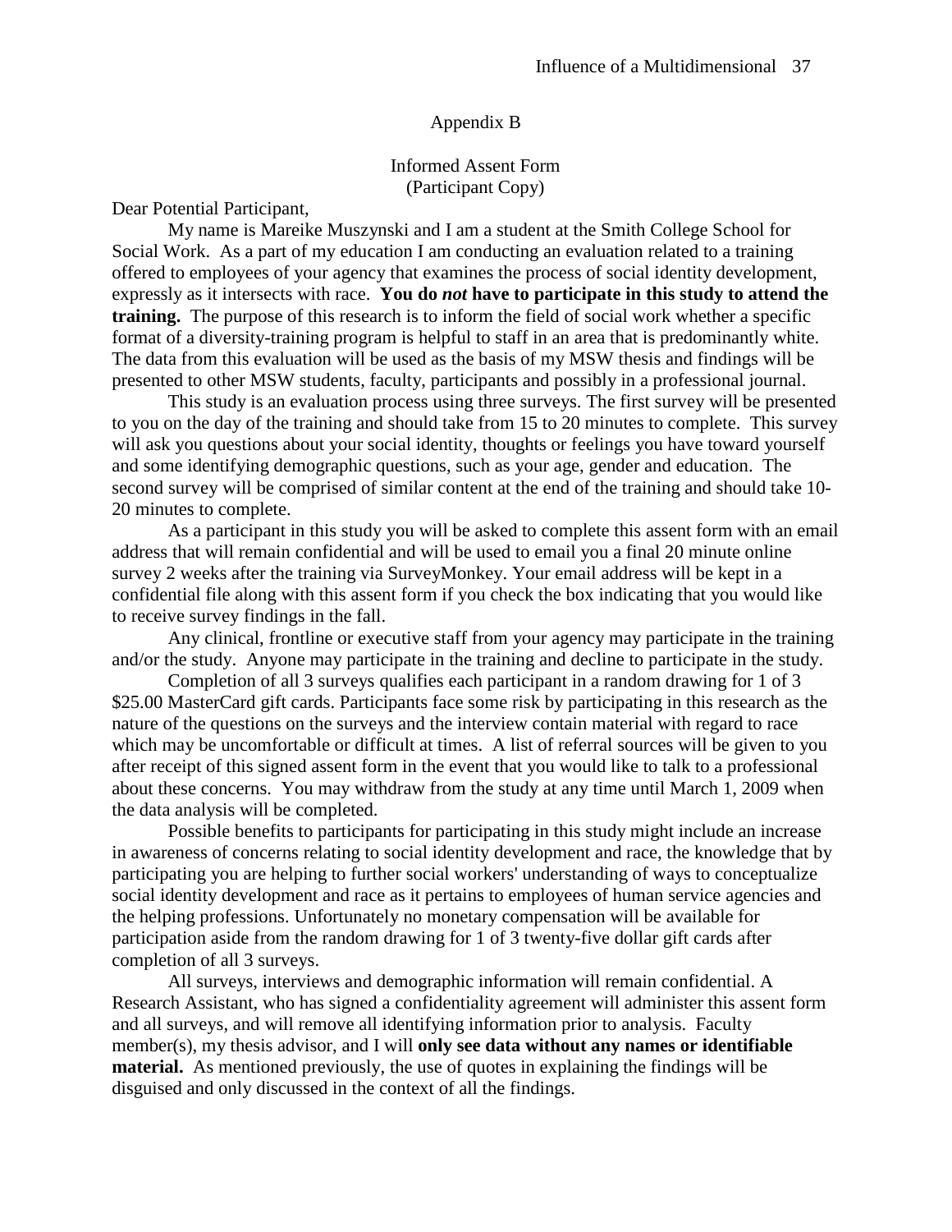## Appendix B

### Informed Assent Form
(Participant Copy)

Dear Potential Participant,

My name is Mareike Muszynski and I am a student at the Smith College School for Social Work. As a part of my education I am conducting an evaluation related to a training offered to employees of your agency that examines the process of social identity development, expressly as it intersects with race. **You do *not* have to participate in this study to attend the training.** The purpose of this research is to inform the field of social work whether a specific format of a diversity-training program is helpful to staff in an area that is predominantly white. The data from this evaluation will be used as the basis of my MSW thesis and findings will be presented to other MSW students, faculty, participants and possibly in a professional journal.

This study is an evaluation process using three surveys. The first survey will be presented to you on the day of the training and should take from 15 to 20 minutes to complete. This survey will ask you questions about your social identity, thoughts or feelings you have toward yourself and some identifying demographic questions, such as your age, gender and education. The second survey will be comprised of similar content at the end of the training and should take 10-20 minutes to complete.

As a participant in this study you will be asked to complete this assent form with an email address that will remain confidential and will be used to email you a final 20 minute online survey 2 weeks after the training via SurveyMonkey. Your email address will be kept in a confidential file along with this assent form if you check the box indicating that you would like to receive survey findings in the fall.

Any clinical, frontline or executive staff from your agency may participate in the training and/or the study. Anyone may participate in the training and decline to participate in the study.

Completion of all 3 surveys qualifies each participant in a random drawing for 1 of 3 $25.00 MasterCard gift cards. Participants face some risk by participating in this research as the nature of the questions on the surveys and the interview contain material with regard to race which may be uncomfortable or difficult at times. A list of referral sources will be given to you after receipt of this signed assent form in the event that you would like to talk to a professional about these concerns. You may withdraw from the study at any time until March 1, 2009 when the data analysis will be completed.

Possible benefits to participants for participating in this study might include an increase in awareness of concerns relating to social identity development and race, the knowledge that by participating you are helping to further social workers' understanding of ways to conceptualize social identity development and race as it pertains to employees of human service agencies and the helping professions. Unfortunately no monetary compensation will be available for participation aside from the random drawing for 1 of 3 twenty-five dollar gift cards after completion of all 3 surveys.

All surveys, interviews and demographic information will remain confidential. A Research Assistant, who has signed a confidentiality agreement will administer this assent form and all surveys, and will remove all identifying information prior to analysis. Faculty member(s), my thesis advisor, and I will **only see data without any names or identifiable material.** As mentioned previously, the use of quotes in explaining the findings will be disguised and only discussed in the context of all the findings.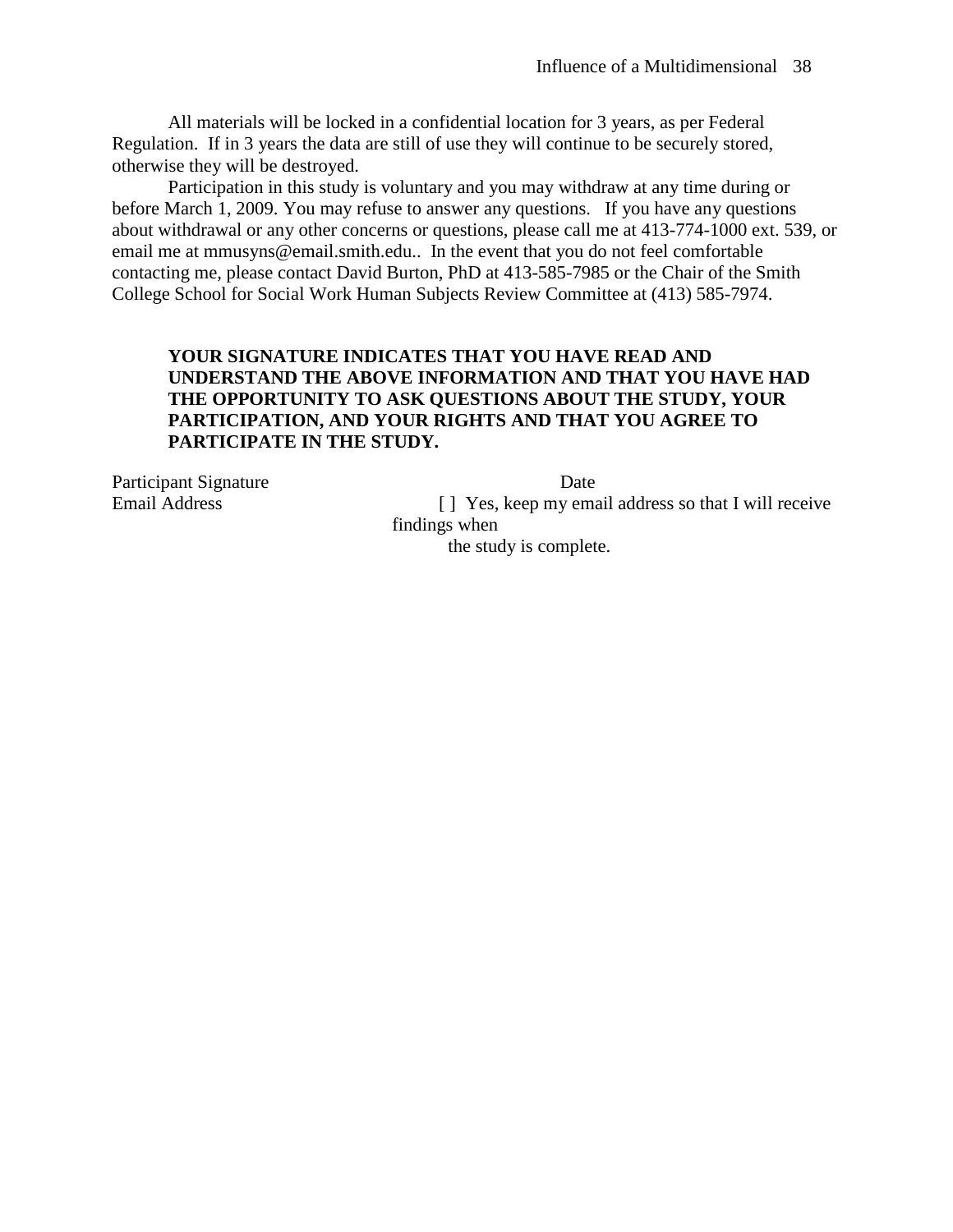All materials will be locked in a confidential location for 3 years, as per Federal Regulation. If in 3 years the data are still of use they will continue to be securely stored, otherwise they will be destroyed.

Participation in this study is voluntary and you may withdraw at any time during or before March 1, 2009. You may refuse to answer any questions. If you have any questions about withdrawal or any other concerns or questions, please call me at 413-774-1000 ext. 539, or email me at mmusyns@email.smith.edu.. In the event that you do not feel comfortable contacting me, please contact David Burton, PhD at 413-585-7985 or the Chair of the Smith College School for Social Work Human Subjects Review Committee at (413) 585-7974.

**YOUR SIGNATURE INDICATES THAT YOU HAVE READ AND UNDERSTAND THE ABOVE INFORMATION AND THAT YOU HAVE HAD THE OPPORTUNITY TO ASK QUESTIONS ABOUT THE STUDY, YOUR PARTICIPATION, AND YOUR RIGHTS AND THAT YOU AGREE TO PARTICIPATE IN THE STUDY.**

Participant Signature　　　　　　　　　　　Date

Email Address　　　　　　　　[ ] Yes, keep my email address so that I will receive findings when the study is complete.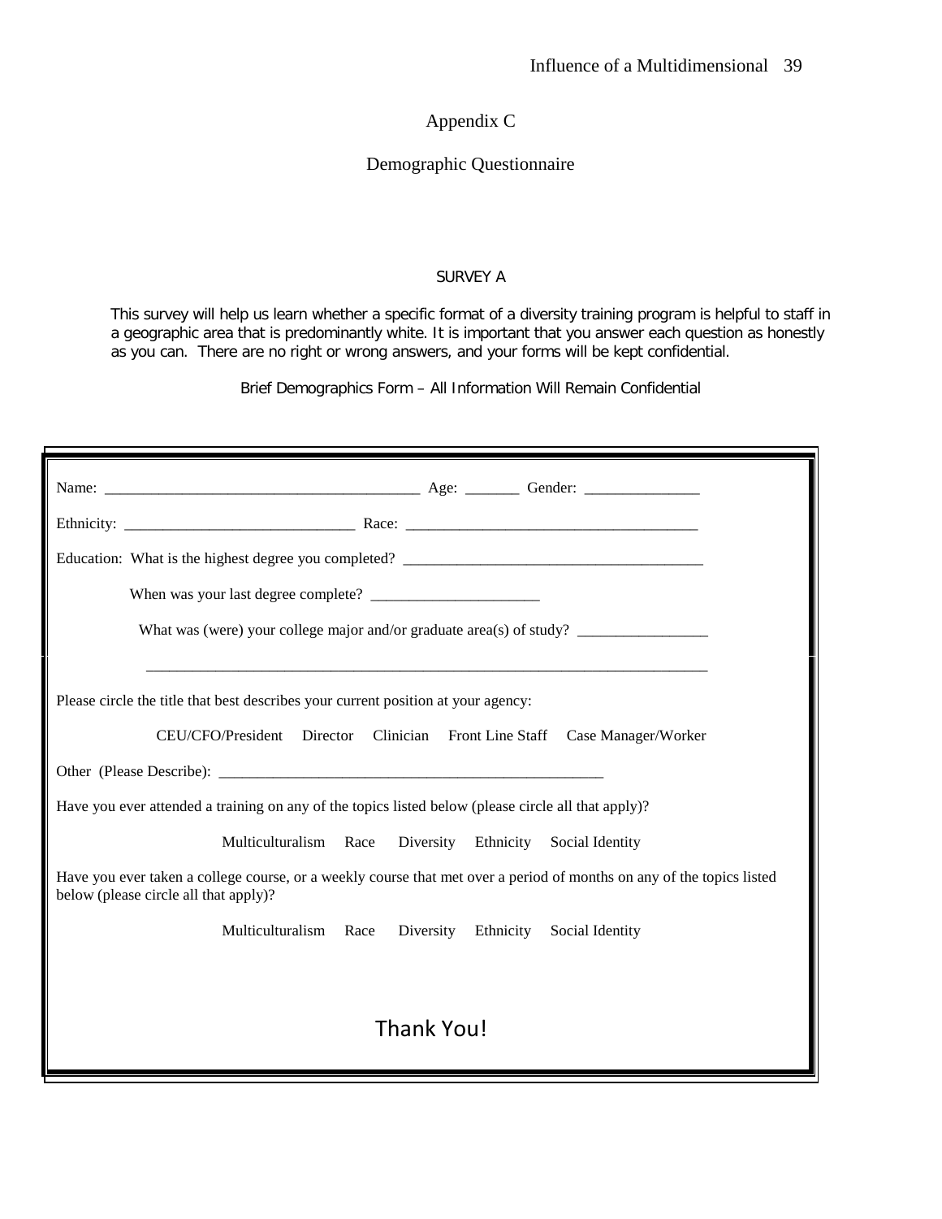# Appendix C

## Demographic Questionnaire

### SURVEY A

This survey will help us learn whether a specific format of a diversity training program is helpful to staff in a geographic area that is predominantly white. It is important that you answer each question as honestly as you can. There are no right or wrong answers, and your forms will be kept confidential.

Brief Demographics Form – All Information Will Remain Confidential

Name: _________________________________________ Age: _______ Gender: _______________

Ethnicity: ______________________________ Race: ______________________________________

Education: What is the highest degree you completed? _______________________________________

When was your last degree complete? ______________________

What was (were) your college major and/or graduate area(s) of study? _________________

__________________________________________________________________________

Please circle the title that best describes your current position at your agency:

CEU/CFO/President   Director   Clinician   Front Line Staff   Case Manager/Worker

Other (Please Describe): ___________________________________________________

Have you ever attended a training on any of the topics listed below (please circle all that apply)?

Multiculturalism   Race   Diversity   Ethnicity   Social Identity

Have you ever taken a college course, or a weekly course that met over a period of months on any of the topics listed below (please circle all that apply)?

Multiculturalism   Race   Diversity   Ethnicity   Social Identity

Thank You!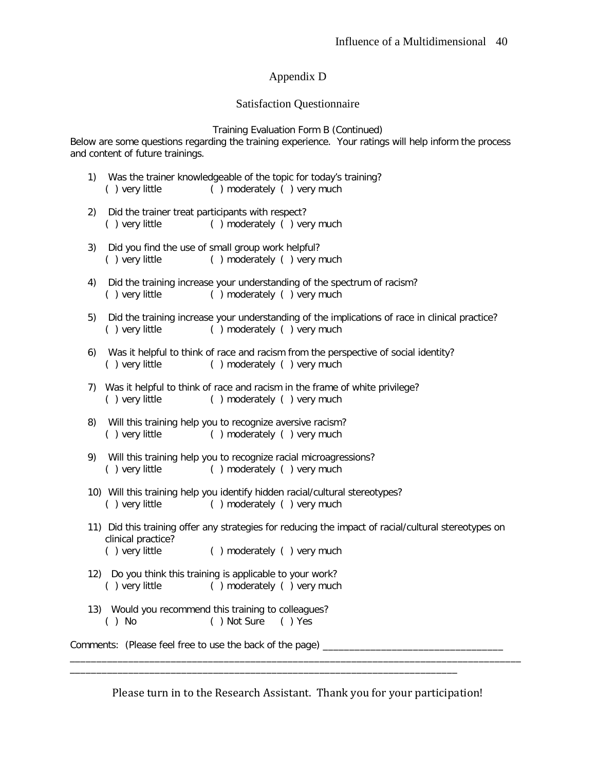# Appendix D

## Satisfaction Questionnaire

Training Evaluation Form B (Continued)

Below are some questions regarding the training experience. Your ratings will help inform the process and content of future trainings.

1) Was the trainer knowledgeable of the topic for today's training?
   ( ) very little ( ) moderately ( ) very much

2) Did the trainer treat participants with respect?
   ( ) very little ( ) moderately ( ) very much

3) Did you find the use of small group work helpful?
   ( ) very little ( ) moderately ( ) very much

4) Did the training increase your understanding of the spectrum of racism?
   ( ) very little ( ) moderately ( ) very much

5) Did the training increase your understanding of the implications of race in clinical practice?
   ( ) very little ( ) moderately ( ) very much

6) Was it helpful to think of race and racism from the perspective of social identity?
   ( ) very little ( ) moderately ( ) very much

7) Was it helpful to think of race and racism in the frame of white privilege?
   ( ) very little ( ) moderately ( ) very much

8) Will this training help you to recognize aversive racism?
   ( ) very little ( ) moderately ( ) very much

9) Will this training help you to recognize racial microagressions?
   ( ) very little ( ) moderately ( ) very much

10) Will this training help you identify hidden racial/cultural stereotypes?
    ( ) very little ( ) moderately ( ) very much

11) Did this training offer any strategies for reducing the impact of racial/cultural stereotypes on clinical practice?
    ( ) very little ( ) moderately ( ) very much

12) Do you think this training is applicable to your work?
    ( ) very little ( ) moderately ( ) very much

13) Would you recommend this training to colleagues?
    ( ) No ( ) Not Sure ( ) Yes

Comments: (Please feel free to use the back of the page) ___________________________________
__________________________________________________________________________________________
____________________________________________________________________________

Please turn in to the Research Assistant. Thank you for your participation!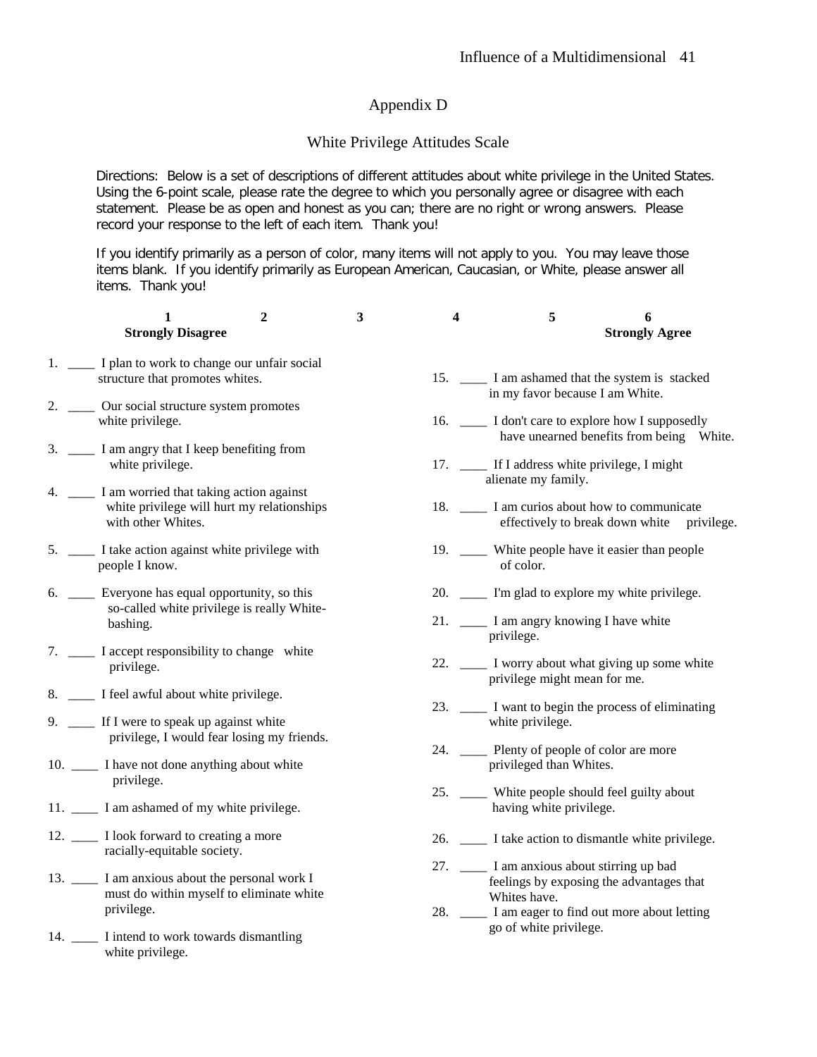# Appendix D

## White Privilege Attitudes Scale

Directions: Below is a set of descriptions of different attitudes about white privilege in the United States. Using the 6-point scale, please rate the degree to which you personally agree or disagree with each statement. Please be as open and honest as you can; there are no right or wrong answers. Please record your response to the left of each item. Thank you!

If you identify primarily as a person of color, many items will not apply to you. You may leave those items blank. If you identify primarily as European American, Caucasian, or White, please answer all items. Thank you!

| 1 | 2 | 3 | 4 | 5 | 6 |
|---|---|---|---|---|---|
| **Strongly Disagree** | | | | | **Strongly Agree** |

1. ____ I plan to work to change our unfair social structure that promotes whites.
2. ____ Our social structure system promotes white privilege.
3. ____ I am angry that I keep benefiting from white privilege.
4. ____ I am worried that taking action against white privilege will hurt my relationships with other Whites.
5. ____ I take action against white privilege with people I know.
6. ____ Everyone has equal opportunity, so this so-called white privilege is really White-bashing.
7. ____ I accept responsibility to change white privilege.
8. ____ I feel awful about white privilege.
9. ____ If I were to speak up against white privilege, I would fear losing my friends.
10. ____ I have not done anything about white privilege.
11. ____ I am ashamed of my white privilege.
12. ____ I look forward to creating a more racially-equitable society.
13. ____ I am anxious about the personal work I must do within myself to eliminate white privilege.
14. ____ I intend to work towards dismantling white privilege.
15. ____ I am ashamed that the system is stacked in my favor because I am White.
16. ____ I don't care to explore how I supposedly have unearned benefits from being White.
17. ____ If I address white privilege, I might alienate my family.
18. ____ I am curios about how to communicate effectively to break down white privilege.
19. ____ White people have it easier than people of color.
20. ____ I'm glad to explore my white privilege.
21. ____ I am angry knowing I have white privilege.
22. ____ I worry about what giving up some white privilege might mean for me.
23. ____ I want to begin the process of eliminating white privilege.
24. ____ Plenty of people of color are more privileged than Whites.
25. ____ White people should feel guilty about having white privilege.
26. ____ I take action to dismantle white privilege.
27. ____ I am anxious about stirring up bad feelings by exposing the advantages that Whites have.
28. ____ I am eager to find out more about letting go of white privilege.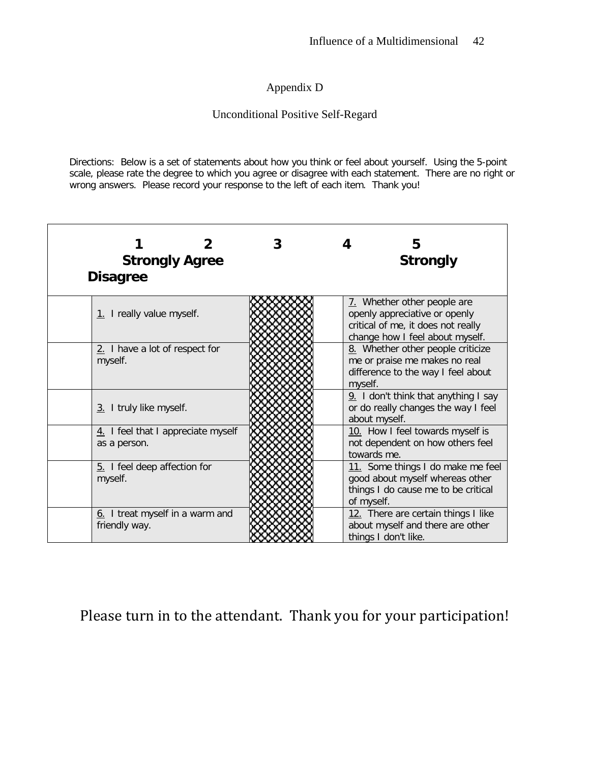Appendix D

Unconditional Positive Self-Regard

Directions: Below is a set of statements about how you think or feel about yourself. Using the 5-point scale, please rate the degree to which you agree or disagree with each statement. There are no right or wrong answers. Please record your response to the left of each item. Thank you!

| 1 Strongly Disagree | 2 Agree | 3 | 4 | 5 Strongly |
|---|---|---|---|---|

| | | | | |
|---|---|---|---|---|
| | 1. I really value myself. | | | 7. Whether other people are openly appreciative or openly critical of me, it does not really change how I feel about myself. |
| | 2. I have a lot of respect for myself. | | | 8. Whether other people criticize me or praise me makes no real difference to the way I feel about myself. |
| | 3. I truly like myself. | | | 9. I don't think that anything I say or do really changes the way I feel about myself. |
| | 4. I feel that I appreciate myself as a person. | | | 10. How I feel towards myself is not dependent on how others feel towards me. |
| | 5. I feel deep affection for myself. | | | 11. Some things I do make me feel good about myself whereas other things I do cause me to be critical of myself. |
| | 6. I treat myself in a warm and friendly way. | | | 12. There are certain things I like about myself and there are other things I don't like. |

Please turn in to the attendant. Thank you for your participation!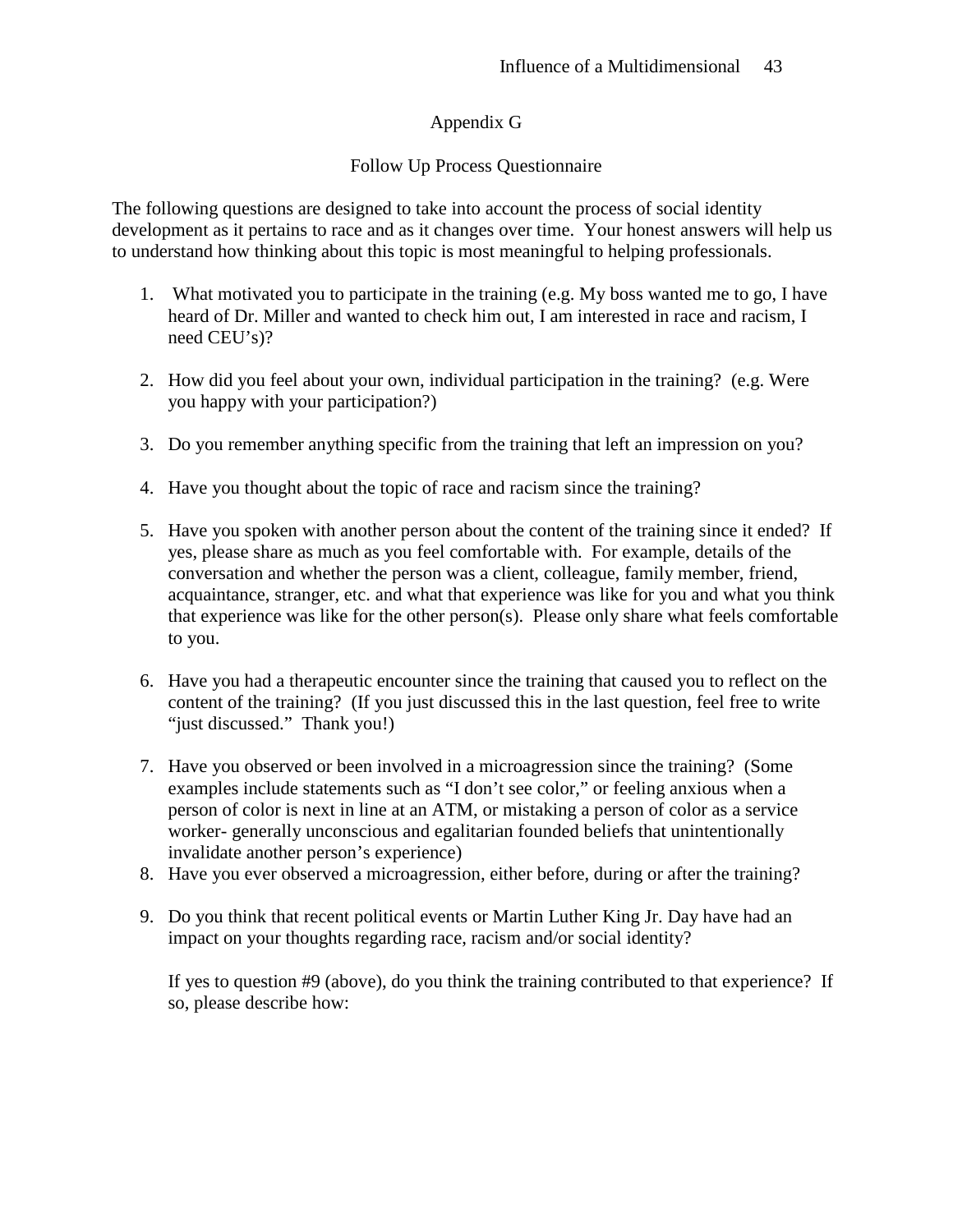# Appendix G

## Follow Up Process Questionnaire

The following questions are designed to take into account the process of social identity development as it pertains to race and as it changes over time. Your honest answers will help us to understand how thinking about this topic is most meaningful to helping professionals.

1. What motivated you to participate in the training (e.g. My boss wanted me to go, I have heard of Dr. Miller and wanted to check him out, I am interested in race and racism, I need CEU's)?

2. How did you feel about your own, individual participation in the training? (e.g. Were you happy with your participation?)

3. Do you remember anything specific from the training that left an impression on you?

4. Have you thought about the topic of race and racism since the training?

5. Have you spoken with another person about the content of the training since it ended? If yes, please share as much as you feel comfortable with. For example, details of the conversation and whether the person was a client, colleague, family member, friend, acquaintance, stranger, etc. and what that experience was like for you and what you think that experience was like for the other person(s). Please only share what feels comfortable to you.

6. Have you had a therapeutic encounter since the training that caused you to reflect on the content of the training? (If you just discussed this in the last question, feel free to write "just discussed." Thank you!)

7. Have you observed or been involved in a microagression since the training? (Some examples include statements such as "I don't see color," or feeling anxious when a person of color is next in line at an ATM, or mistaking a person of color as a service worker- generally unconscious and egalitarian founded beliefs that unintentionally invalidate another person's experience)
8. Have you ever observed a microagression, either before, during or after the training?

9. Do you think that recent political events or Martin Luther King Jr. Day have had an impact on your thoughts regarding race, racism and/or social identity?

   If yes to question #9 (above), do you think the training contributed to that experience? If so, please describe how: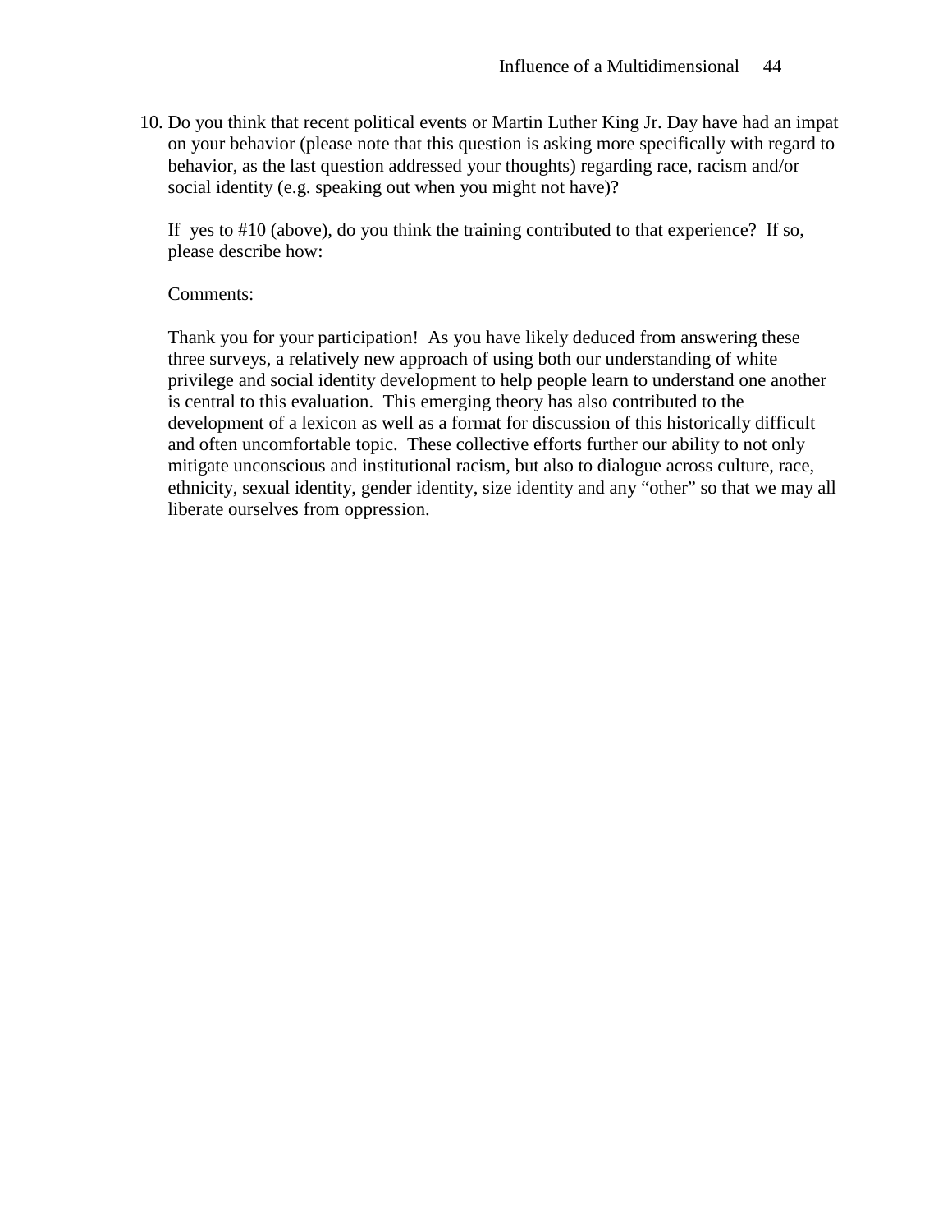10. Do you think that recent political events or Martin Luther King Jr. Day have had an impat on your behavior (please note that this question is asking more specifically with regard to behavior, as the last question addressed your thoughts) regarding race, racism and/or social identity (e.g. speaking out when you might not have)?

    If yes to #10 (above), do you think the training contributed to that experience? If so, please describe how:

    Comments:

    Thank you for your participation! As you have likely deduced from answering these three surveys, a relatively new approach of using both our understanding of white privilege and social identity development to help people learn to understand one another is central to this evaluation. This emerging theory has also contributed to the development of a lexicon as well as a format for discussion of this historically difficult and often uncomfortable topic. These collective efforts further our ability to not only mitigate unconscious and institutional racism, but also to dialogue across culture, race, ethnicity, sexual identity, gender identity, size identity and any “other” so that we may all liberate ourselves from oppression.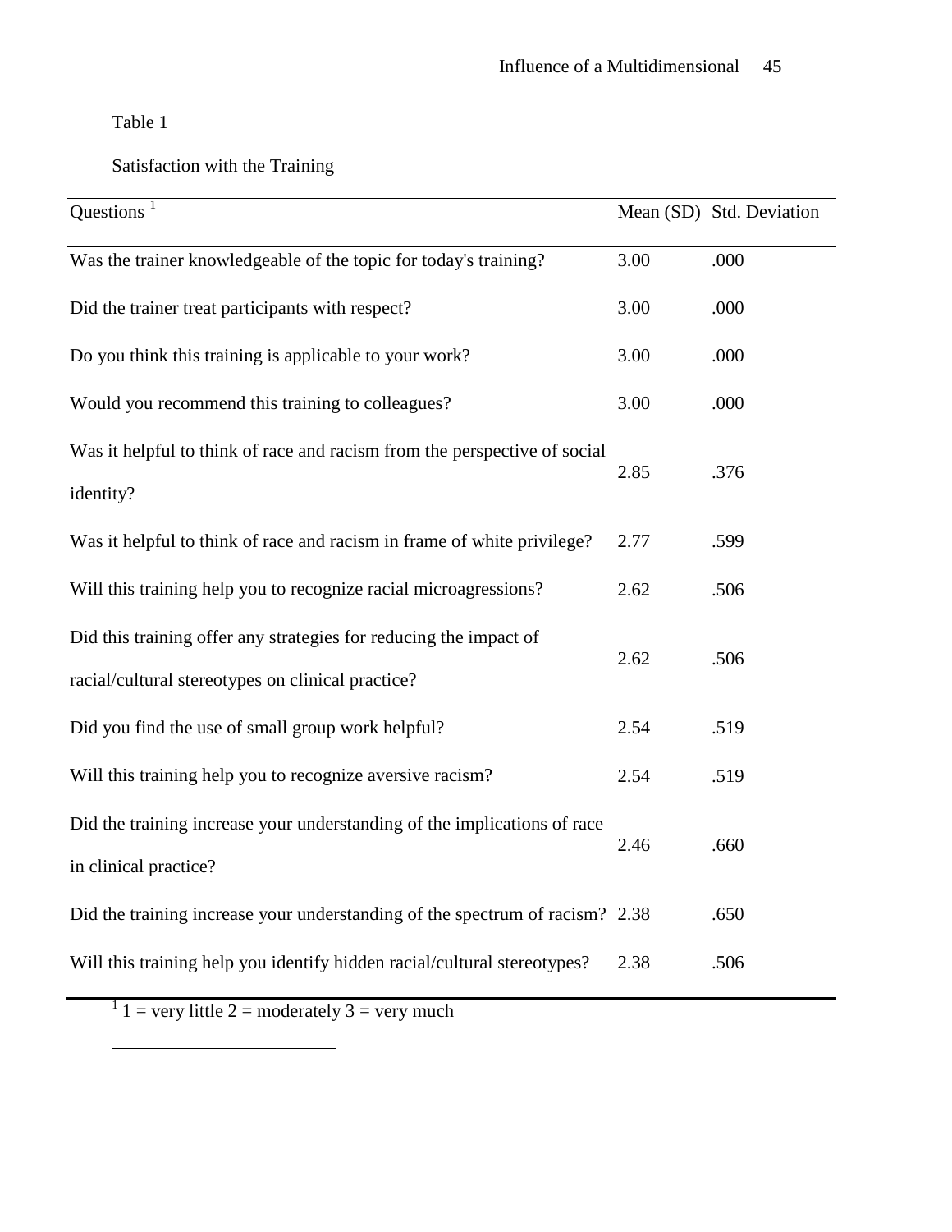Table 1

Satisfaction with the Training

| Questions [1] | Mean (SD) | Std. Deviation |
|---|---|---|
| Was the trainer knowledgeable of the topic for today's training? | 3.00 | .000 |
| Did the trainer treat participants with respect? | 3.00 | .000 |
| Do you think this training is applicable to your work? | 3.00 | .000 |
| Would you recommend this training to colleagues? | 3.00 | .000 |
| Was it helpful to think of race and racism from the perspective of social identity? | 2.85 | .376 |
| Was it helpful to think of race and racism in frame of white privilege? | 2.77 | .599 |
| Will this training help you to recognize racial microagressions? | 2.62 | .506 |
| Did this training offer any strategies for reducing the impact of racial/cultural stereotypes on clinical practice? | 2.62 | .506 |
| Did you find the use of small group work helpful? | 2.54 | .519 |
| Will this training help you to recognize aversive racism? | 2.54 | .519 |
| Did the training increase your understanding of the implications of race in clinical practice? | 2.46 | .660 |
| Did the training increase your understanding of the spectrum of racism? | 2.38 | .650 |
| Will this training help you identify hidden racial/cultural stereotypes? | 2.38 | .506 |

[1] 1 = very little 2 = moderately 3 = very much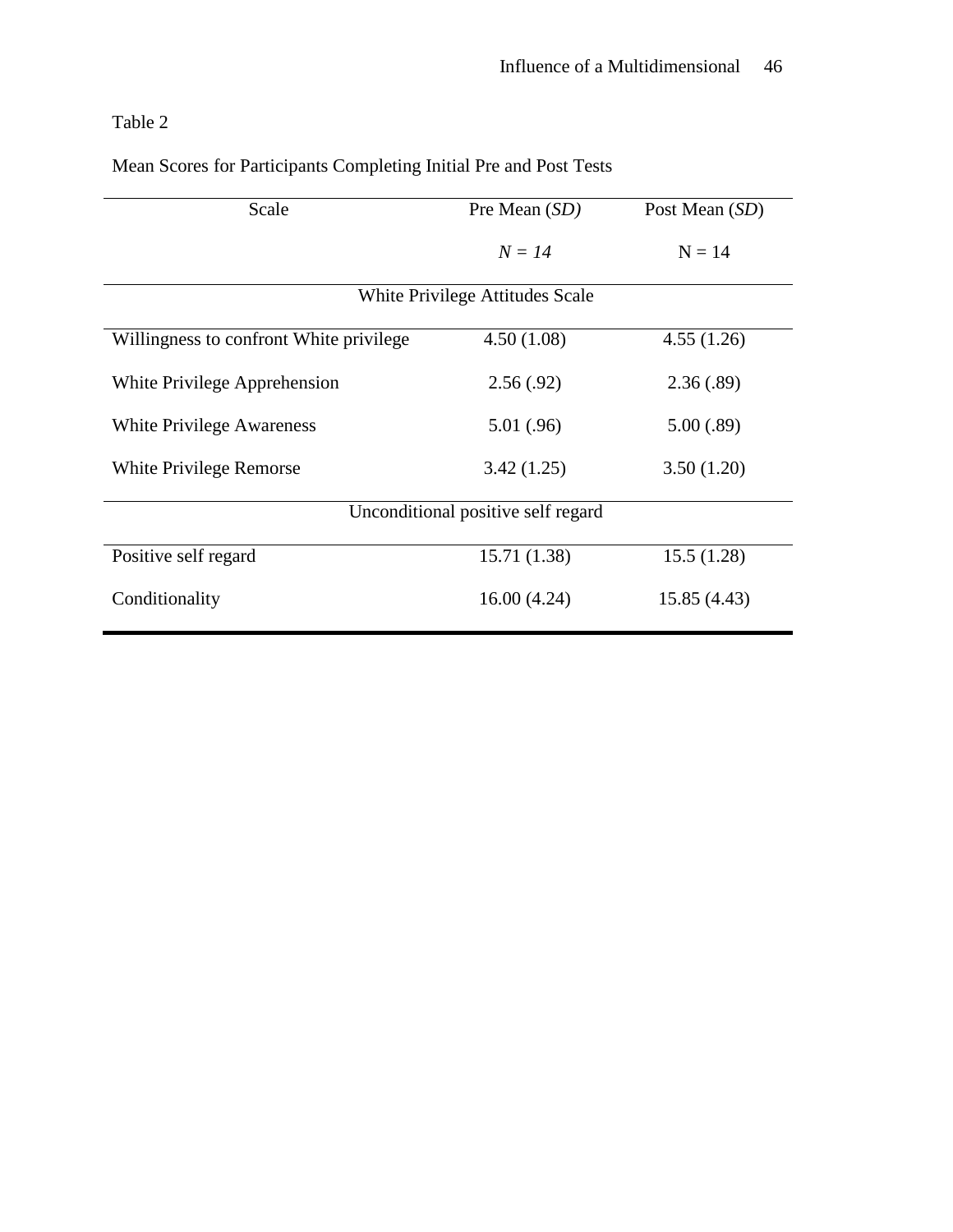Table 2

Mean Scores for Participants Completing Initial Pre and Post Tests

| Scale | Pre Mean (*SD)* | Post Mean (*SD*) |
|---|---|---|
| | *N = 14* | N = 14 |
| White Privilege Attitudes Scale | | |
| Willingness to confront White privilege | 4.50 (1.08) | 4.55 (1.26) |
| White Privilege Apprehension | 2.56 (.92) | 2.36 (.89) |
| White Privilege Awareness | 5.01 (.96) | 5.00 (.89) |
| White Privilege Remorse | 3.42 (1.25) | 3.50 (1.20) |
| Unconditional positive self regard | | |
| Positive self regard | 15.71 (1.38) | 15.5 (1.28) |
| Conditionality | 16.00 (4.24) | 15.85 (4.43) |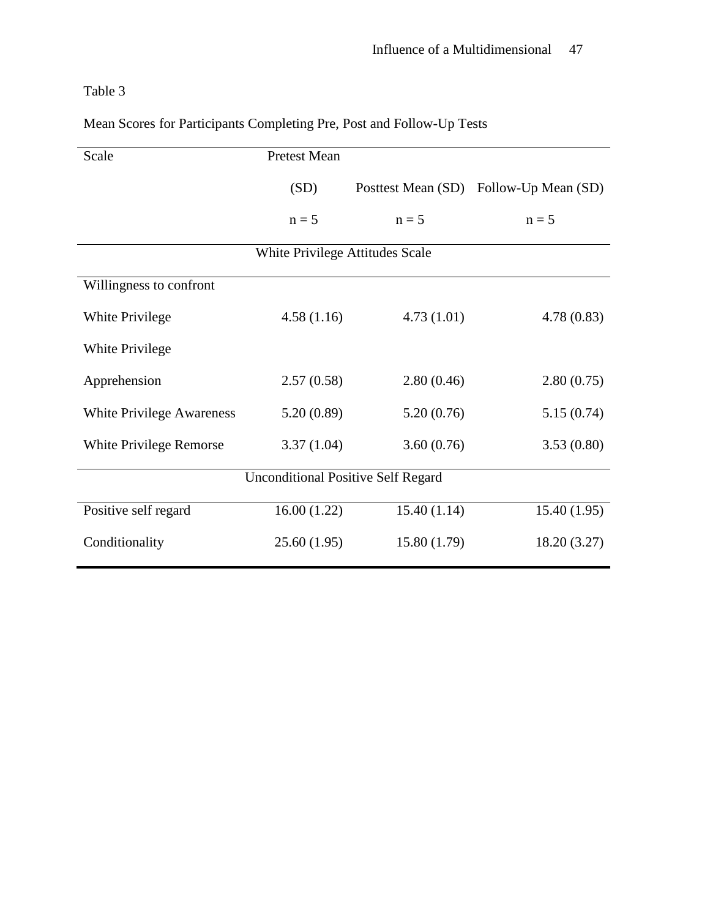Table 3

Mean Scores for Participants Completing Pre, Post and Follow-Up Tests

| Scale | Pretest Mean (SD) n = 5 | Posttest Mean (SD) n = 5 | Follow-Up Mean (SD) n = 5 |
|---|---|---|---|
| White Privilege Attitudes Scale | | | |
| Willingness to confront White Privilege | 4.58 (1.16) | 4.73 (1.01) | 4.78 (0.83) |
| White Privilege Apprehension | 2.57 (0.58) | 2.80 (0.46) | 2.80 (0.75) |
| White Privilege Awareness | 5.20 (0.89) | 5.20 (0.76) | 5.15 (0.74) |
| White Privilege Remorse | 3.37 (1.04) | 3.60 (0.76) | 3.53 (0.80) |
| Unconditional Positive Self Regard | | | |
| Positive self regard | 16.00 (1.22) | 15.40 (1.14) | 15.40 (1.95) |
| Conditionality | 25.60 (1.95) | 15.80 (1.79) | 18.20 (3.27) |